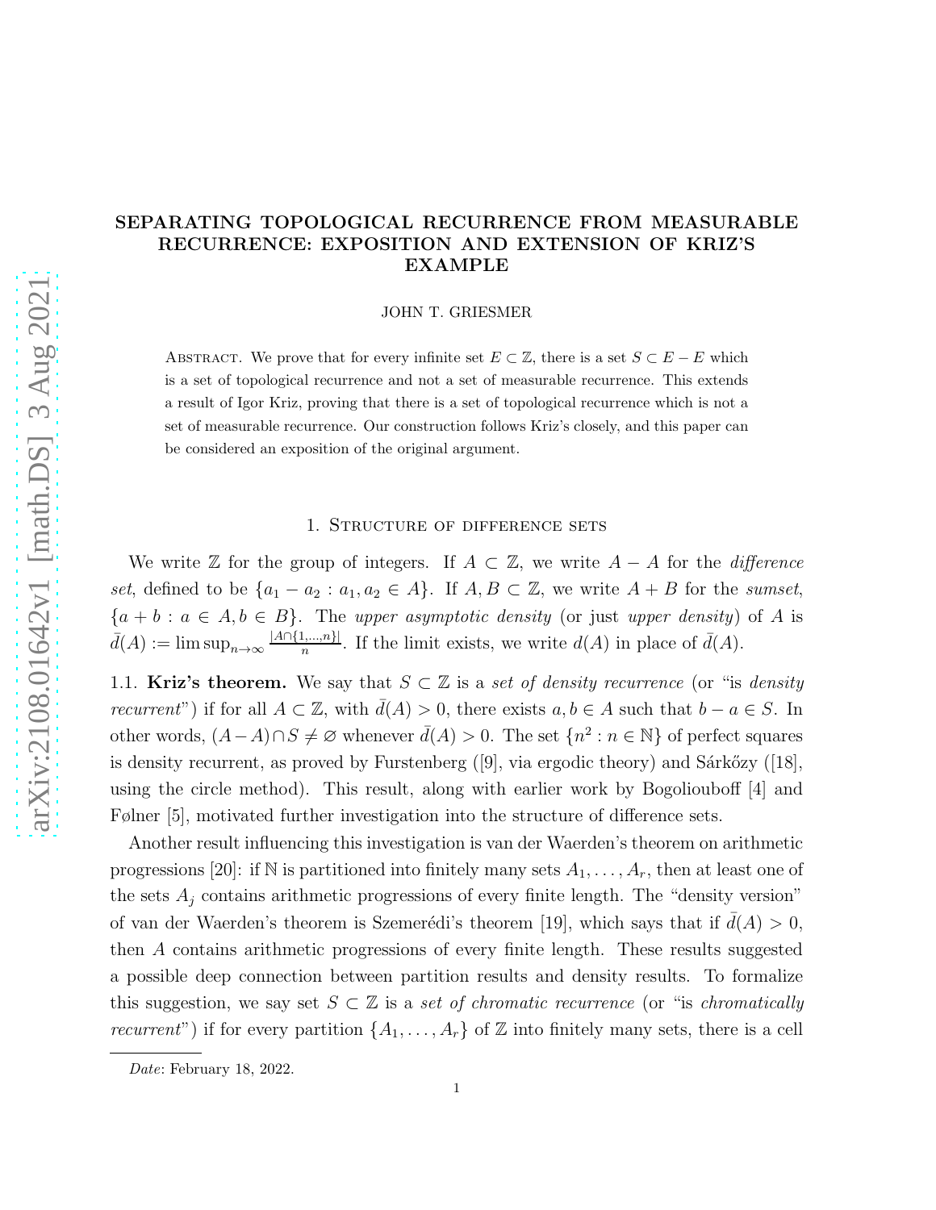# SEPARATING TOPOLOGICAL RECURRENCE FROM MEASURABLE RECURRENCE: EXPOSITION AND EXTENSION OF KRIZ'S EXAMPLE

JOHN T. GRIESMER

Abstract. We prove that for every infinite set $E \subset \mathbb{Z}$, there is a set $S \subset E - E$ which is a set of topological recurrence and not a set of measurable recurrence. This extends a result of Igor Kriz, proving that there is a set of topological recurrence which is not a set of measurable recurrence. Our construction follows Kriz's closely, and this paper can be considered an exposition of the original argument.

## 1. Structure of difference sets

We write $\mathbb{Z}$ for the group of integers. If $A \subset \mathbb{Z}$, we write $A - A$ for the *difference set*, defined to be $\{a_1 - a_2 : a_1, a_2 \in A\}$. If $A, B \subset \mathbb{Z}$, we write $A + B$ for the *sumset*, $\{a + b : a \in A, b \in B\}$. The *upper asymptotic density* (or just *upper density*) of $A$ is $\bar{d}(A) := \limsup_{n\to\infty} \frac{|A\cap\{1,\dots,n\}|}{n}$. If the limit exists, we write $d(A)$ in place of $\bar{d}(A)$.

### 1.1. Kriz's theorem.

We say that $S \subset \mathbb{Z}$ is a *set of density recurrence* (or "is *density recurrent*") if for all $A \subset \mathbb{Z}$, with $\bar{d}(A) > 0$, there exists $a, b \in A$ such that $b - a \in S$. In other words, $(A - A) \cap S \neq \varnothing$ whenever $\bar{d}(A) > 0$. The set $\{n^2 : n \in \mathbb{N}\}$ of perfect squares is density recurrent, as proved by Furstenberg ([9], via ergodic theory) and Sárkőzy ([18], using the circle method). This result, along with earlier work by Bogoliouboff [4] and Følner [5], motivated further investigation into the structure of difference sets.

Another result influencing this investigation is van der Waerden's theorem on arithmetic progressions [20]: if $\mathbb{N}$ is partitioned into finitely many sets $A_1, \dots, A_r$, then at least one of the sets $A_j$ contains arithmetic progressions of every finite length. The "density version" of van der Waerden's theorem is Szemerédi's theorem [19], which says that if $\bar{d}(A) > 0$, then $A$ contains arithmetic progressions of every finite length. These results suggested a possible deep connection between partition results and density results. To formalize this suggestion, we say set $S \subset \mathbb{Z}$ is a *set of chromatic recurrence* (or "is *chromatically recurrent*") if for every partition $\{A_1, \dots, A_r\}$ of $\mathbb{Z}$ into finitely many sets, there is a cell

---

*Date*: February 18, 2022.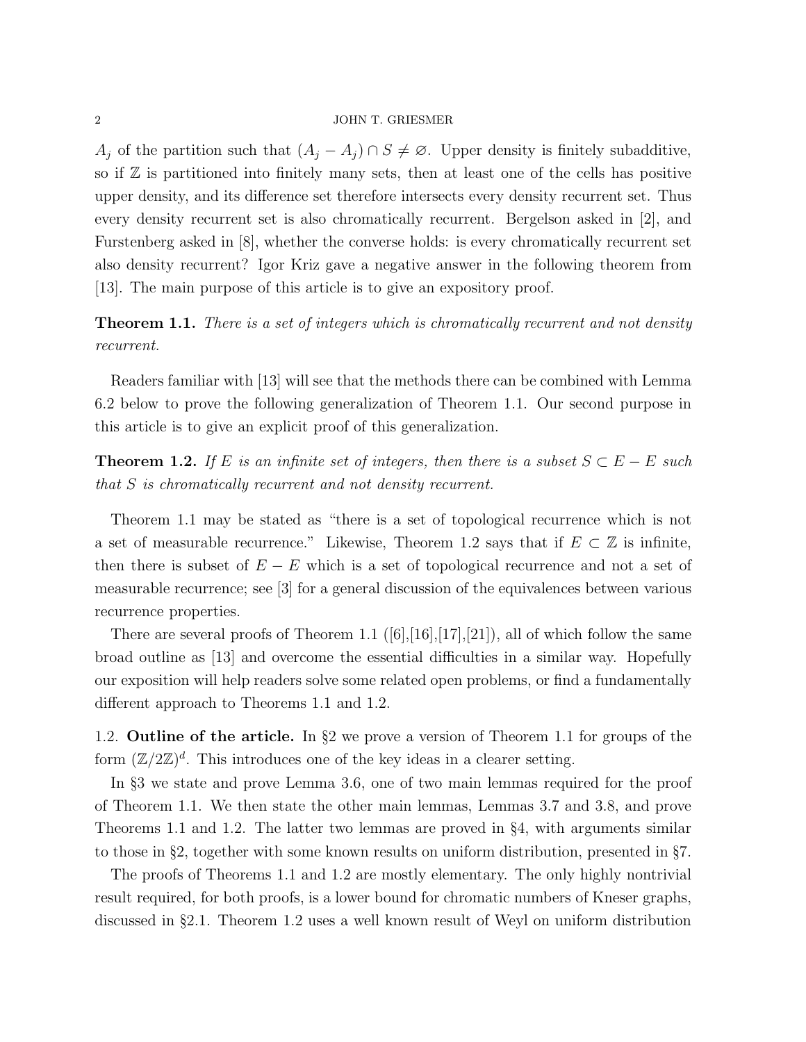$A_j$ of the partition such that $(A_j - A_j) \cap S \neq \varnothing$. Upper density is finitely subadditive, so if $\mathbb{Z}$ is partitioned into finitely many sets, then at least one of the cells has positive upper density, and its difference set therefore intersects every density recurrent set. Thus every density recurrent set is also chromatically recurrent. Bergelson asked in [2], and Furstenberg asked in [8], whether the converse holds: is every chromatically recurrent set also density recurrent? Igor Kriz gave a negative answer in the following theorem from [13]. The main purpose of this article is to give an expository proof.

**Theorem 1.1.** *There is a set of integers which is chromatically recurrent and not density recurrent.*

Readers familiar with [13] will see that the methods there can be combined with Lemma 6.2 below to prove the following generalization of Theorem 1.1. Our second purpose in this article is to give an explicit proof of this generalization.

**Theorem 1.2.** *If $E$ is an infinite set of integers, then there is a subset $S \subset E - E$ such that $S$ is chromatically recurrent and not density recurrent.*

Theorem 1.1 may be stated as "there is a set of topological recurrence which is not a set of measurable recurrence." Likewise, Theorem 1.2 says that if $E \subset \mathbb{Z}$ is infinite, then there is subset of $E - E$ which is a set of topological recurrence and not a set of measurable recurrence; see [3] for a general discussion of the equivalences between various recurrence properties.

There are several proofs of Theorem 1.1 ([6],[16],[17],[21]), all of which follow the same broad outline as [13] and overcome the essential difficulties in a similar way. Hopefully our exposition will help readers solve some related open problems, or find a fundamentally different approach to Theorems 1.1 and 1.2.

1.2. **Outline of the article.** In §2 we prove a version of Theorem 1.1 for groups of the form $(\mathbb{Z}/2\mathbb{Z})^d$. This introduces one of the key ideas in a clearer setting.

In §3 we state and prove Lemma 3.6, one of two main lemmas required for the proof of Theorem 1.1. We then state the other main lemmas, Lemmas 3.7 and 3.8, and prove Theorems 1.1 and 1.2. The latter two lemmas are proved in §4, with arguments similar to those in §2, together with some known results on uniform distribution, presented in §7.

The proofs of Theorems 1.1 and 1.2 are mostly elementary. The only highly nontrivial result required, for both proofs, is a lower bound for chromatic numbers of Kneser graphs, discussed in §2.1. Theorem 1.2 uses a well known result of Weyl on uniform distribution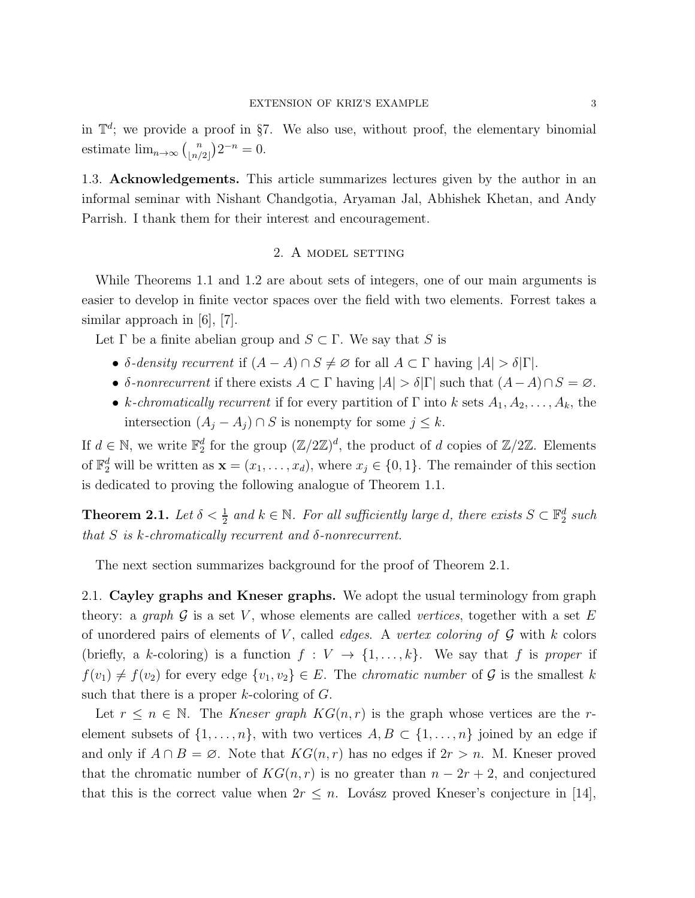in $\mathbb{T}^d$; we provide a proof in §7. We also use, without proof, the elementary binomial estimate $\lim_{n\to\infty} \binom{n}{\lfloor n/2 \rfloor} 2^{-n} = 0$.

### 1.3. Acknowledgements.

This article summarizes lectures given by the author in an informal seminar with Nishant Chandgotia, Aryaman Jal, Abhishek Khetan, and Andy Parrish. I thank them for their interest and encouragement.

## 2. A model setting

While Theorems 1.1 and 1.2 are about sets of integers, one of our main arguments is easier to develop in finite vector spaces over the field with two elements. Forrest takes a similar approach in [6], [7].

Let $\Gamma$ be a finite abelian group and $S \subset \Gamma$. We say that $S$ is

- *$\delta$-density recurrent* if $(A - A) \cap S \neq \varnothing$ for all $A \subset \Gamma$ having $|A| > \delta|\Gamma|$.
- *$\delta$-nonrecurrent* if there exists $A \subset \Gamma$ having $|A| > \delta|\Gamma|$ such that $(A - A) \cap S = \varnothing$.
- *$k$-chromatically recurrent* if for every partition of $\Gamma$ into $k$ sets $A_1, A_2, \ldots, A_k$, the intersection $(A_j - A_j) \cap S$ is nonempty for some $j \leq k$.

If $d \in \mathbb{N}$, we write $\mathbb{F}_2^d$ for the group $(\mathbb{Z}/2\mathbb{Z})^d$, the product of $d$ copies of $\mathbb{Z}/2\mathbb{Z}$. Elements of $\mathbb{F}_2^d$ will be written as $\mathbf{x} = (x_1, \ldots, x_d)$, where $x_j \in \{0, 1\}$. The remainder of this section is dedicated to proving the following analogue of Theorem 1.1.

**Theorem 2.1.** *Let $\delta < \frac{1}{2}$ and $k \in \mathbb{N}$. For all sufficiently large $d$, there exists $S \subset \mathbb{F}_2^d$ such that $S$ is $k$-chromatically recurrent and $\delta$-nonrecurrent.*

The next section summarizes background for the proof of Theorem 2.1.

### 2.1. Cayley graphs and Kneser graphs.

We adopt the usual terminology from graph theory: a *graph* $\mathcal{G}$ is a set $V$, whose elements are called *vertices*, together with a set $E$ of unordered pairs of elements of $V$, called *edges*. A *vertex coloring of* $\mathcal{G}$ with $k$ colors (briefly, a $k$-coloring) is a function $f : V \to \{1, \ldots, k\}$. We say that $f$ is *proper* if $f(v_1) \neq f(v_2)$ for every edge $\{v_1, v_2\} \in E$. The *chromatic number* of $\mathcal{G}$ is the smallest $k$ such that there is a proper $k$-coloring of $G$.

Let $r \leq n \in \mathbb{N}$. The *Kneser graph* $KG(n, r)$ is the graph whose vertices are the $r$-element subsets of $\{1, \ldots, n\}$, with two vertices $A, B \subset \{1, \ldots, n\}$ joined by an edge if and only if $A \cap B = \varnothing$. Note that $KG(n, r)$ has no edges if $2r > n$. M. Kneser proved that the chromatic number of $KG(n, r)$ is no greater than $n - 2r + 2$, and conjectured that this is the correct value when $2r \leq n$. Lovász proved Kneser's conjecture in [14],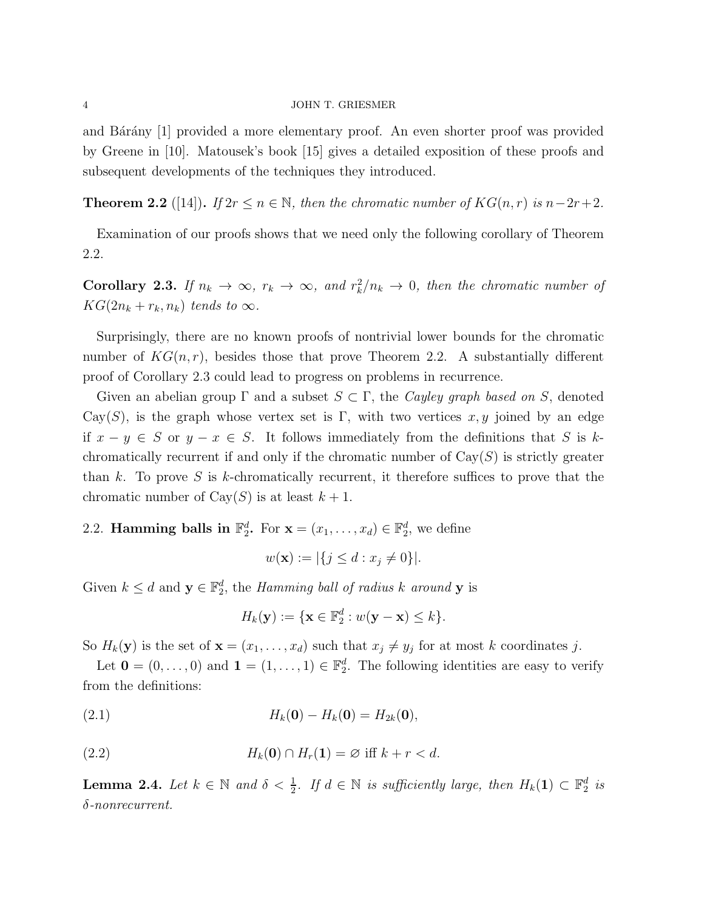and Bárány [1] provided a more elementary proof. An even shorter proof was provided by Greene in [10]. Matousek's book [15] gives a detailed exposition of these proofs and subsequent developments of the techniques they introduced.

**Theorem 2.2** ([14])**.** *If $2r \leq n \in \mathbb{N}$, then the chromatic number of $KG(n,r)$ is $n-2r+2$.*

Examination of our proofs shows that we need only the following corollary of Theorem 2.2.

**Corollary 2.3.** *If $n_k \to \infty$, $r_k \to \infty$, and $r_k^2/n_k \to 0$, then the chromatic number of $KG(2n_k + r_k, n_k)$ tends to $\infty$.*

Surprisingly, there are no known proofs of nontrivial lower bounds for the chromatic number of $KG(n,r)$, besides those that prove Theorem 2.2. A substantially different proof of Corollary 2.3 could lead to progress on problems in recurrence.

Given an abelian group $\Gamma$ and a subset $S \subset \Gamma$, the *Cayley graph based on $S$*, denoted $\mathrm{Cay}(S)$, is the graph whose vertex set is $\Gamma$, with two vertices $x, y$ joined by an edge if $x - y \in S$ or $y - x \in S$. It follows immediately from the definitions that $S$ is $k$-chromatically recurrent if and only if the chromatic number of $\mathrm{Cay}(S)$ is strictly greater than $k$. To prove $S$ is $k$-chromatically recurrent, it therefore suffices to prove that the chromatic number of $\mathrm{Cay}(S)$ is at least $k+1$.

2.2. **Hamming balls in $\mathbb{F}_2^d$.** For $\mathbf{x} = (x_1, \ldots, x_d) \in \mathbb{F}_2^d$, we define

$$w(\mathbf{x}) := |\{j \leq d : x_j \neq 0\}|.$$

Given $k \leq d$ and $\mathbf{y} \in \mathbb{F}_2^d$, the *Hamming ball of radius $k$ around* $\mathbf{y}$ is

$$H_k(\mathbf{y}) := \{\mathbf{x} \in \mathbb{F}_2^d : w(\mathbf{y} - \mathbf{x}) \leq k\}.$$

So $H_k(\mathbf{y})$ is the set of $\mathbf{x} = (x_1, \ldots, x_d)$ such that $x_j \neq y_j$ for at most $k$ coordinates $j$.

Let $\mathbf{0} = (0, \ldots, 0)$ and $\mathbf{1} = (1, \ldots, 1) \in \mathbb{F}_2^d$. The following identities are easy to verify from the definitions:

$$H_k(\mathbf{0}) - H_k(\mathbf{0}) = H_{2k}(\mathbf{0}), \tag{2.1}$$

$$H_k(\mathbf{0}) \cap H_r(\mathbf{1}) = \varnothing \text{ iff } k + r < d. \tag{2.2}$$

**Lemma 2.4.** *Let $k \in \mathbb{N}$ and $\delta < \frac{1}{2}$. If $d \in \mathbb{N}$ is sufficiently large, then $H_k(\mathbf{1}) \subset \mathbb{F}_2^d$ is $\delta$-nonrecurrent.*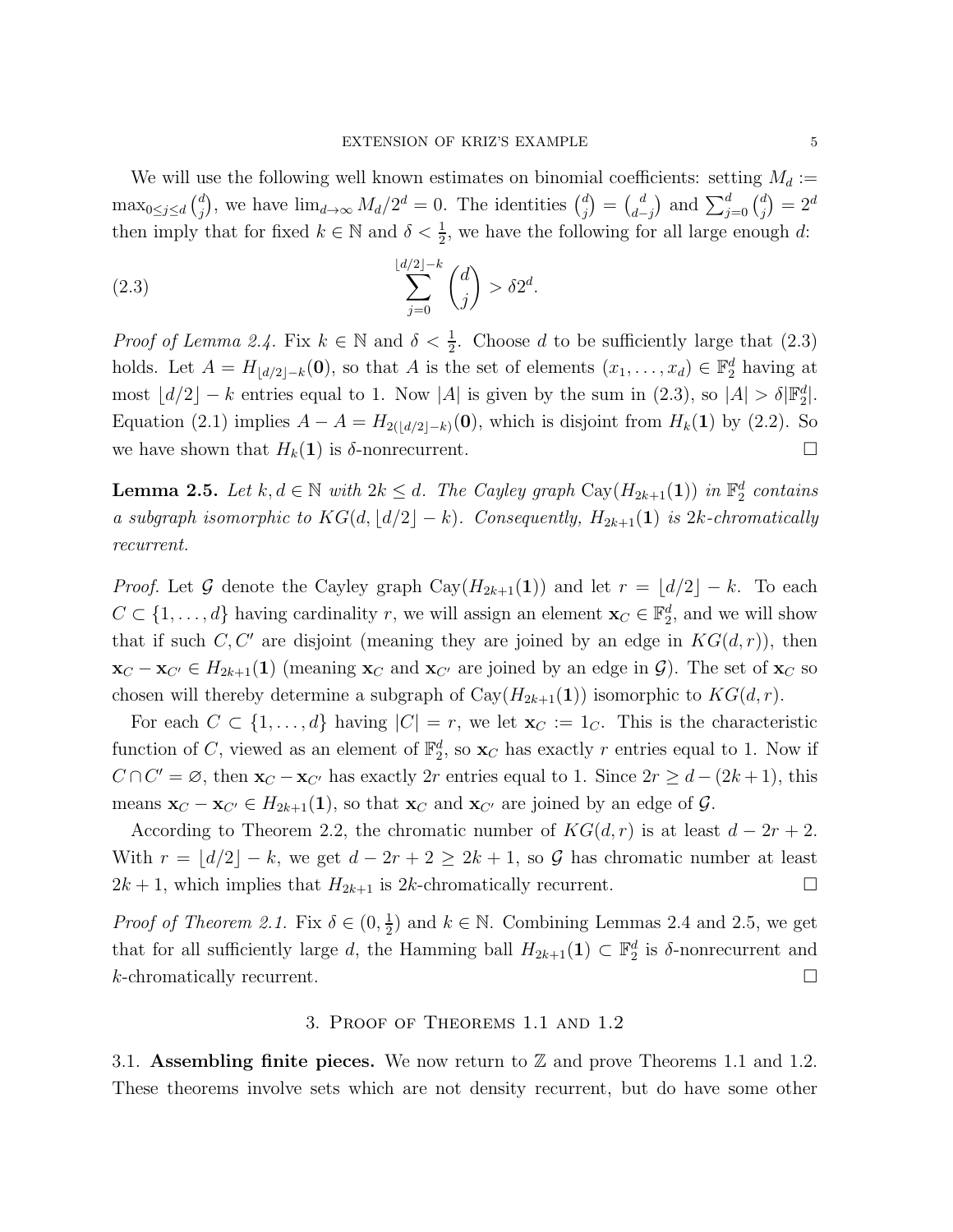We will use the following well known estimates on binomial coefficients: setting $M_d := \max_{0\leq j\leq d}\binom{d}{j}$, we have $\lim_{d\to\infty} M_d/2^d = 0$. The identities $\binom{d}{j} = \binom{d}{d-j}$ and $\sum_{j=0}^{d}\binom{d}{j} = 2^d$ then imply that for fixed $k \in \mathbb{N}$ and $\delta < \frac{1}{2}$, we have the following for all large enough $d$:

$$\sum_{j=0}^{\lfloor d/2\rfloor - k}\binom{d}{j} > \delta 2^d. \tag{2.3}$$

*Proof of Lemma 2.4.* Fix $k \in \mathbb{N}$ and $\delta < \frac{1}{2}$. Choose $d$ to be sufficiently large that (2.3) holds. Let $A = H_{\lfloor d/2\rfloor - k}(\mathbf{0})$, so that $A$ is the set of elements $(x_1, \dots, x_d) \in \mathbb{F}_2^d$ having at most $\lfloor d/2\rfloor - k$ entries equal to 1. Now $|A|$ is given by the sum in (2.3), so $|A| > \delta|\mathbb{F}_2^d|$. Equation (2.1) implies $A - A = H_{2(\lfloor d/2\rfloor - k)}(\mathbf{0})$, which is disjoint from $H_k(\mathbf{1})$ by (2.2). So we have shown that $H_k(\mathbf{1})$ is $\delta$-nonrecurrent. $\square$

**Lemma 2.5.** *Let $k, d \in \mathbb{N}$ with $2k \leq d$. The Cayley graph $\mathrm{Cay}(H_{2k+1}(\mathbf{1}))$ in $\mathbb{F}_2^d$ contains a subgraph isomorphic to $KG(d, \lfloor d/2\rfloor - k)$. Consequently, $H_{2k+1}(\mathbf{1})$ is $2k$-chromatically recurrent.*

*Proof.* Let $\mathcal{G}$ denote the Cayley graph $\mathrm{Cay}(H_{2k+1}(\mathbf{1}))$ and let $r = \lfloor d/2\rfloor - k$. To each $C \subset \{1, \dots, d\}$ having cardinality $r$, we will assign an element $\mathbf{x}_C \in \mathbb{F}_2^d$, and we will show that if such $C, C'$ are disjoint (meaning they are joined by an edge in $KG(d, r)$), then $\mathbf{x}_C - \mathbf{x}_{C'} \in H_{2k+1}(\mathbf{1})$ (meaning $\mathbf{x}_C$ and $\mathbf{x}_{C'}$ are joined by an edge in $\mathcal{G}$). The set of $\mathbf{x}_C$ so chosen will thereby determine a subgraph of $\mathrm{Cay}(H_{2k+1}(\mathbf{1}))$ isomorphic to $KG(d, r)$.

For each $C \subset \{1, \dots, d\}$ having $|C| = r$, we let $\mathbf{x}_C := 1_C$. This is the characteristic function of $C$, viewed as an element of $\mathbb{F}_2^d$, so $\mathbf{x}_C$ has exactly $r$ entries equal to 1. Now if $C \cap C' = \varnothing$, then $\mathbf{x}_C - \mathbf{x}_{C'}$ has exactly $2r$ entries equal to 1. Since $2r \geq d - (2k+1)$, this means $\mathbf{x}_C - \mathbf{x}_{C'} \in H_{2k+1}(\mathbf{1})$, so that $\mathbf{x}_C$ and $\mathbf{x}_{C'}$ are joined by an edge of $\mathcal{G}$.

According to Theorem 2.2, the chromatic number of $KG(d, r)$ is at least $d - 2r + 2$. With $r = \lfloor d/2\rfloor - k$, we get $d - 2r + 2 \geq 2k + 1$, so $\mathcal{G}$ has chromatic number at least $2k + 1$, which implies that $H_{2k+1}$ is $2k$-chromatically recurrent. $\square$

*Proof of Theorem 2.1.* Fix $\delta \in (0, \frac{1}{2})$ and $k \in \mathbb{N}$. Combining Lemmas 2.4 and 2.5, we get that for all sufficiently large $d$, the Hamming ball $H_{2k+1}(\mathbf{1}) \subset \mathbb{F}_2^d$ is $\delta$-nonrecurrent and $k$-chromatically recurrent. $\square$

## 3. Proof of Theorems 1.1 and 1.2

3.1. **Assembling finite pieces.** We now return to $\mathbb{Z}$ and prove Theorems 1.1 and 1.2. These theorems involve sets which are not density recurrent, but do have some other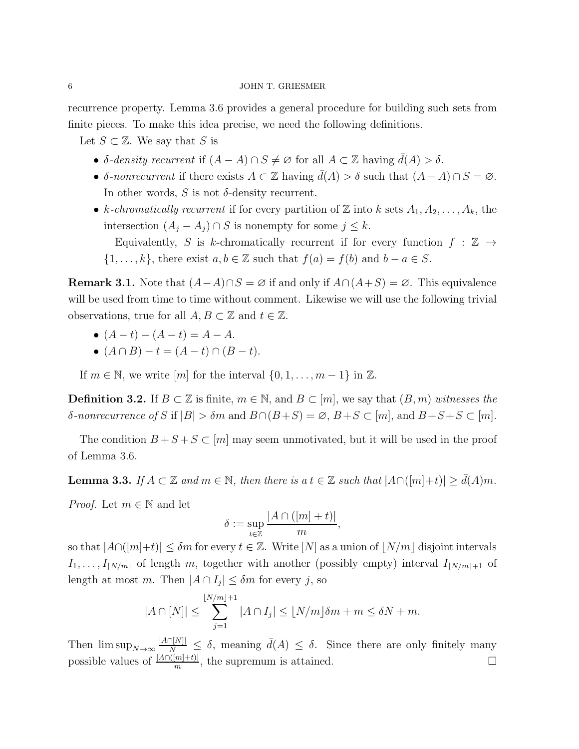recurrence property. Lemma 3.6 provides a general procedure for building such sets from finite pieces. To make this idea precise, we need the following definitions.

Let $S \subset \mathbb{Z}$. We say that $S$ is

- *$\delta$-density recurrent* if $(A - A) \cap S \neq \varnothing$ for all $A \subset \mathbb{Z}$ having $\bar{d}(A) > \delta$.
- *$\delta$-nonrecurrent* if there exists $A \subset \mathbb{Z}$ having $\bar{d}(A) > \delta$ such that $(A - A) \cap S = \varnothing$. In other words, $S$ is not $\delta$-density recurrent.
- *$k$-chromatically recurrent* if for every partition of $\mathbb{Z}$ into $k$ sets $A_1, A_2, \ldots, A_k$, the intersection $(A_j - A_j) \cap S$ is nonempty for some $j \leq k$.

  Equivalently, $S$ is $k$-chromatically recurrent if for every function $f : \mathbb{Z} \to \{1, \ldots, k\}$, there exist $a, b \in \mathbb{Z}$ such that $f(a) = f(b)$ and $b - a \in S$.

**Remark 3.1.** Note that $(A-A) \cap S = \varnothing$ if and only if $A \cap (A+S) = \varnothing$. This equivalence will be used from time to time without comment. Likewise we will use the following trivial observations, true for all $A, B \subset \mathbb{Z}$ and $t \in \mathbb{Z}$.

- $(A - t) - (A - t) = A - A$.
- $(A \cap B) - t = (A - t) \cap (B - t)$.

If $m \in \mathbb{N}$, we write $[m]$ for the interval $\{0, 1, \ldots, m-1\}$ in $\mathbb{Z}$.

**Definition 3.2.** If $B \subset \mathbb{Z}$ is finite, $m \in \mathbb{N}$, and $B \subset [m]$, we say that $(B, m)$ *witnesses the $\delta$-nonrecurrence of $S$* if $|B| > \delta m$ and $B \cap (B+S) = \varnothing$, $B + S \subset [m]$, and $B + S + S \subset [m]$.

The condition $B + S + S \subset [m]$ may seem unmotivated, but it will be used in the proof of Lemma 3.6.

**Lemma 3.3.** *If $A \subset \mathbb{Z}$ and $m \in \mathbb{N}$, then there is a $t \in \mathbb{Z}$ such that $|A \cap ([m]+t)| \geq \bar{d}(A)m$.*

*Proof.* Let $m \in \mathbb{N}$ and let

$$\delta := \sup_{t \in \mathbb{Z}} \frac{|A \cap ([m] + t)|}{m},$$

so that $|A \cap ([m]+t)| \leq \delta m$ for every $t \in \mathbb{Z}$. Write $[N]$ as a union of $\lfloor N/m \rfloor$ disjoint intervals $I_1, \ldots, I_{\lfloor N/m \rfloor}$ of length $m$, together with another (possibly empty) interval $I_{\lfloor N/m \rfloor + 1}$ of length at most $m$. Then $|A \cap I_j| \leq \delta m$ for every $j$, so

$$|A \cap [N]| \leq \sum_{j=1}^{\lfloor N/m \rfloor + 1} |A \cap I_j| \leq \lfloor N/m \rfloor \delta m + m \leq \delta N + m.$$

Then $\limsup_{N \to \infty} \frac{|A \cap [N]|}{N} \leq \delta$, meaning $\bar{d}(A) \leq \delta$. Since there are only finitely many possible values of $\frac{|A \cap ([m]+t)|}{m}$, the supremum is attained. $\square$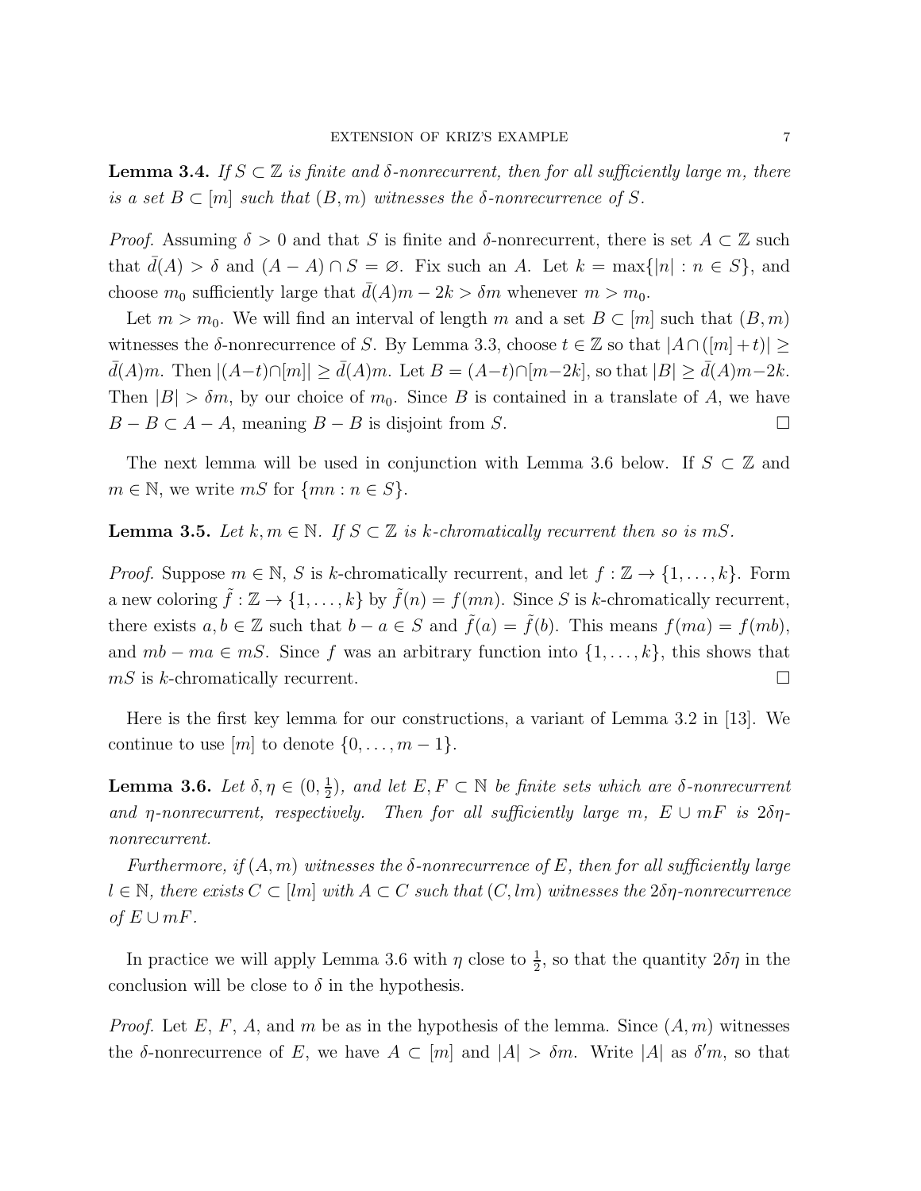**Lemma 3.4.** *If $S \subset \mathbb{Z}$ is finite and $\delta$-nonrecurrent, then for all sufficiently large $m$, there is a set $B \subset [m]$ such that $(B, m)$ witnesses the $\delta$-nonrecurrence of $S$.*

*Proof.* Assuming $\delta > 0$ and that $S$ is finite and $\delta$-nonrecurrent, there is set $A \subset \mathbb{Z}$ such that $\bar{d}(A) > \delta$ and $(A - A) \cap S = \varnothing$. Fix such an $A$. Let $k = \max\{|n| : n \in S\}$, and choose $m_0$ sufficiently large that $\bar{d}(A)m - 2k > \delta m$ whenever $m > m_0$.

Let $m > m_0$. We will find an interval of length $m$ and a set $B \subset [m]$ such that $(B, m)$ witnesses the $\delta$-nonrecurrence of $S$. By Lemma 3.3, choose $t \in \mathbb{Z}$ so that $|A \cap ([m] + t)| \geq \bar{d}(A)m$. Then $|(A - t) \cap [m]| \geq \bar{d}(A)m$. Let $B = (A - t) \cap [m - 2k]$, so that $|B| \geq \bar{d}(A)m - 2k$. Then $|B| > \delta m$, by our choice of $m_0$. Since $B$ is contained in a translate of $A$, we have $B - B \subset A - A$, meaning $B - B$ is disjoint from $S$. □

The next lemma will be used in conjunction with Lemma 3.6 below. If $S \subset \mathbb{Z}$ and $m \in \mathbb{N}$, we write $mS$ for $\{mn : n \in S\}$.

**Lemma 3.5.** *Let $k, m \in \mathbb{N}$. If $S \subset \mathbb{Z}$ is $k$-chromatically recurrent then so is $mS$.*

*Proof.* Suppose $m \in \mathbb{N}$, $S$ is $k$-chromatically recurrent, and let $f : \mathbb{Z} \to \{1, \ldots, k\}$. Form a new coloring $\tilde{f} : \mathbb{Z} \to \{1, \ldots, k\}$ by $\tilde{f}(n) = f(mn)$. Since $S$ is $k$-chromatically recurrent, there exists $a, b \in \mathbb{Z}$ such that $b - a \in S$ and $\tilde{f}(a) = \tilde{f}(b)$. This means $f(ma) = f(mb)$, and $mb - ma \in mS$. Since $f$ was an arbitrary function into $\{1, \ldots, k\}$, this shows that $mS$ is $k$-chromatically recurrent. □

Here is the first key lemma for our constructions, a variant of Lemma 3.2 in [13]. We continue to use $[m]$ to denote $\{0, \ldots, m - 1\}$.

**Lemma 3.6.** *Let $\delta, \eta \in (0, \frac{1}{2})$, and let $E, F \subset \mathbb{N}$ be finite sets which are $\delta$-nonrecurrent and $\eta$-nonrecurrent, respectively. Then for all sufficiently large $m$, $E \cup mF$ is $2\delta\eta$-nonrecurrent.*

*Furthermore, if $(A, m)$ witnesses the $\delta$-nonrecurrence of $E$, then for all sufficiently large $l \in \mathbb{N}$, there exists $C \subset [lm]$ with $A \subset C$ such that $(C, lm)$ witnesses the $2\delta\eta$-nonrecurrence of $E \cup mF$.*

In practice we will apply Lemma 3.6 with $\eta$ close to $\frac{1}{2}$, so that the quantity $2\delta\eta$ in the conclusion will be close to $\delta$ in the hypothesis.

*Proof.* Let $E$, $F$, $A$, and $m$ be as in the hypothesis of the lemma. Since $(A, m)$ witnesses the $\delta$-nonrecurrence of $E$, we have $A \subset [m]$ and $|A| > \delta m$. Write $|A|$ as $\delta' m$, so that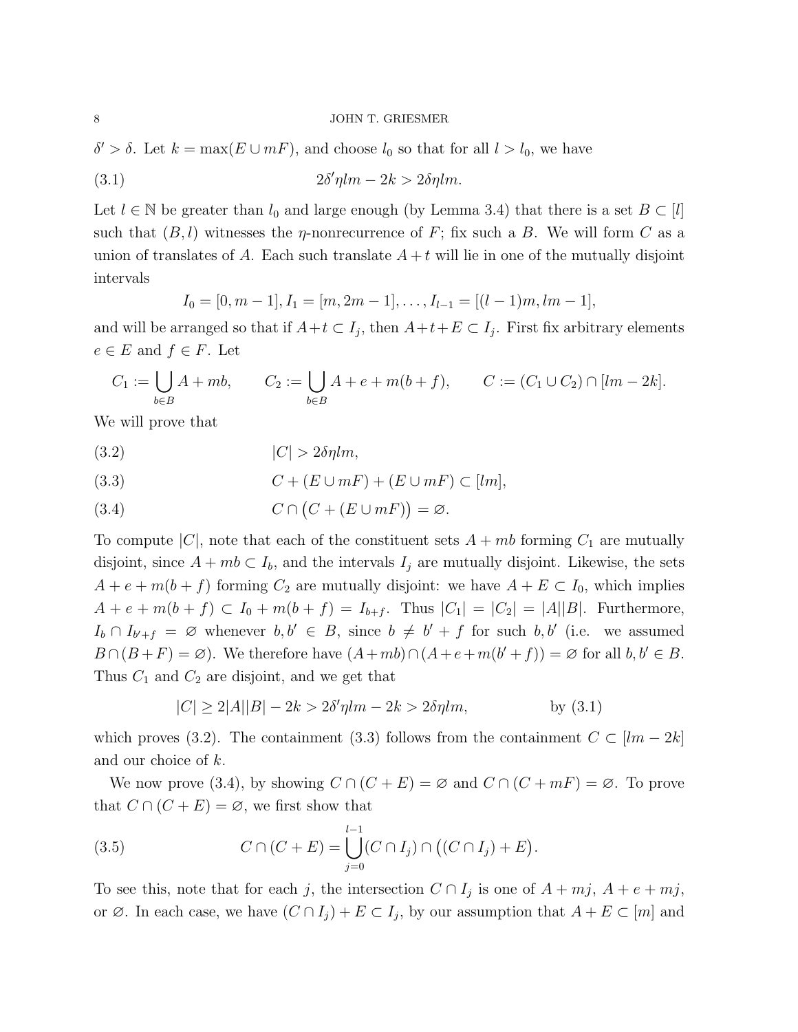$\delta' > \delta$. Let $k = \max(E \cup mF)$, and choose $l_0$ so that for all $l > l_0$, we have

$$2\delta'\eta lm - 2k > 2\delta\eta lm. \tag{3.1}$$

Let $l \in \mathbb{N}$ be greater than $l_0$ and large enough (by Lemma 3.4) that there is a set $B \subset [l]$ such that $(B, l)$ witnesses the $\eta$-nonrecurrence of $F$; fix such a $B$. We will form $C$ as a union of translates of $A$. Each such translate $A + t$ will lie in one of the mutually disjoint intervals

$$I_0 = [0, m-1], I_1 = [m, 2m-1], \ldots, I_{l-1} = [(l-1)m, lm-1],$$

and will be arranged so that if $A+t \subset I_j$, then $A+t+E \subset I_j$. First fix arbitrary elements $e \in E$ and $f \in F$. Let

$$C_1 := \bigcup_{b \in B} A + mb, \qquad C_2 := \bigcup_{b \in B} A + e + m(b+f), \qquad C := (C_1 \cup C_2) \cap [lm - 2k].$$

We will prove that

$$|C| > 2\delta\eta lm, \tag{3.2}$$

$$C + (E \cup mF) + (E \cup mF) \subset [lm], \tag{3.3}$$

$$C \cap \big(C + (E \cup mF)\big) = \varnothing. \tag{3.4}$$

To compute $|C|$, note that each of the constituent sets $A + mb$ forming $C_1$ are mutually disjoint, since $A + mb \subset I_b$, and the intervals $I_j$ are mutually disjoint. Likewise, the sets $A + e + m(b+f)$ forming $C_2$ are mutually disjoint: we have $A + E \subset I_0$, which implies $A + e + m(b+f) \subset I_0 + m(b+f) = I_{b+f}$. Thus $|C_1| = |C_2| = |A||B|$. Furthermore, $I_b \cap I_{b'+f} = \varnothing$ whenever $b, b' \in B$, since $b \neq b' + f$ for such $b, b'$ (i.e. we assumed $B \cap (B+F) = \varnothing$). We therefore have $(A+mb) \cap (A+e+m(b'+f)) = \varnothing$ for all $b, b' \in B$. Thus $C_1$ and $C_2$ are disjoint, and we get that

$$|C| \geq 2|A||B| - 2k > 2\delta'\eta lm - 2k > 2\delta\eta lm, \qquad \text{by (3.1)}$$

which proves (3.2). The containment (3.3) follows from the containment $C \subset [lm - 2k]$ and our choice of $k$.

We now prove (3.4), by showing $C \cap (C+E) = \varnothing$ and $C \cap (C + mF) = \varnothing$. To prove that $C \cap (C+E) = \varnothing$, we first show that

$$C \cap (C+E) = \bigcup_{j=0}^{l-1} (C \cap I_j) \cap \big((C \cap I_j) + E\big). \tag{3.5}$$

To see this, note that for each $j$, the intersection $C \cap I_j$ is one of $A + mj$, $A + e + mj$, or $\varnothing$. In each case, we have $(C \cap I_j) + E \subset I_j$, by our assumption that $A + E \subset [m]$ and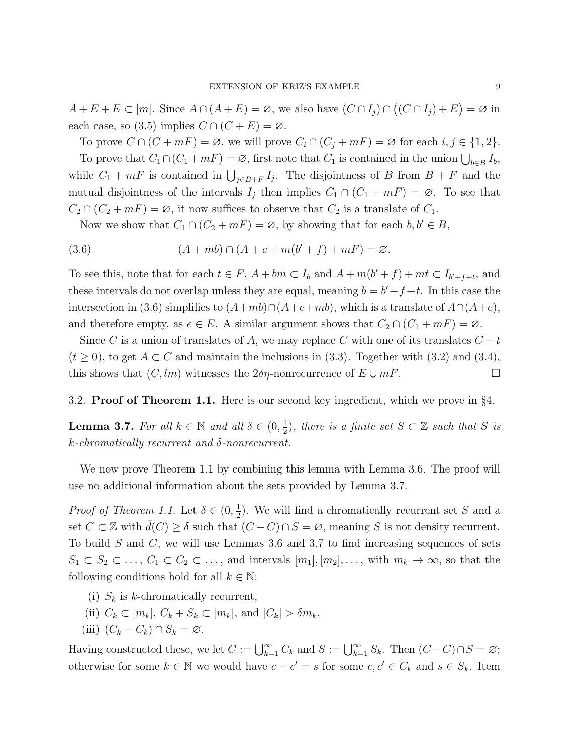$A + E + E \subset [m]$. Since $A \cap (A + E) = \varnothing$, we also have $(C \cap I_j) \cap \big((C \cap I_j) + E\big) = \varnothing$ in each case, so (3.5) implies $C \cap (C + E) = \varnothing$.

To prove $C \cap (C + mF) = \varnothing$, we will prove $C_i \cap (C_j + mF) = \varnothing$ for each $i, j \in \{1, 2\}$.

To prove that $C_1 \cap (C_1 + mF) = \varnothing$, first note that $C_1$ is contained in the union $\bigcup_{b \in B} I_b$, while $C_1 + mF$ is contained in $\bigcup_{j \in B+F} I_j$. The disjointness of $B$ from $B + F$ and the mutual disjointness of the intervals $I_j$ then implies $C_1 \cap (C_1 + mF) = \varnothing$. To see that $C_2 \cap (C_2 + mF) = \varnothing$, it now suffices to observe that $C_2$ is a translate of $C_1$.

Now we show that $C_1 \cap (C_2 + mF) = \varnothing$, by showing that for each $b, b' \in B$,

$$(A + mb) \cap (A + e + m(b' + f) + mF) = \varnothing. \tag{3.6}$$

To see this, note that for each $t \in F$, $A + bm \subset I_b$ and $A + m(b' + f) + mt \subset I_{b'+f+t}$, and these intervals do not overlap unless they are equal, meaning $b = b' + f + t$. In this case the intersection in (3.6) simplifies to $(A + mb) \cap (A + e + mb)$, which is a translate of $A \cap (A + e)$, and therefore empty, as $e \in E$. A similar argument shows that $C_2 \cap (C_1 + mF) = \varnothing$.

Since $C$ is a union of translates of $A$, we may replace $C$ with one of its translates $C - t$ ($t \geq 0$), to get $A \subset C$ and maintain the inclusions in (3.3). Together with (3.2) and (3.4), this shows that $(C, lm)$ witnesses the $2\delta\eta$-nonrecurrence of $E \cup mF$. $\square$

## 3.2. **Proof of Theorem 1.1.**

Here is our second key ingredient, which we prove in §4.

**Lemma 3.7.** *For all $k \in \mathbb{N}$ and all $\delta \in (0, \frac{1}{2})$, there is a finite set $S \subset \mathbb{Z}$ such that $S$ is $k$-chromatically recurrent and $\delta$-nonrecurrent.*

We now prove Theorem 1.1 by combining this lemma with Lemma 3.6. The proof will use no additional information about the sets provided by Lemma 3.7.

*Proof of Theorem 1.1.* Let $\delta \in (0, \frac{1}{2})$. We will find a chromatically recurrent set $S$ and a set $C \subset \mathbb{Z}$ with $\bar{d}(C) \geq \delta$ such that $(C - C) \cap S = \varnothing$, meaning $S$ is not density recurrent. To build $S$ and $C$, we will use Lemmas 3.6 and 3.7 to find increasing sequences of sets $S_1 \subset S_2 \subset \dots$, $C_1 \subset C_2 \subset \dots$, and intervals $[m_1], [m_2], \dots$, with $m_k \to \infty$, so that the following conditions hold for all $k \in \mathbb{N}$:

(i) $S_k$ is $k$-chromatically recurrent,
(ii) $C_k \subset [m_k]$, $C_k + S_k \subset [m_k]$, and $|C_k| > \delta m_k$,
(iii) $(C_k - C_k) \cap S_k = \varnothing$.

Having constructed these, we let $C := \bigcup_{k=1}^{\infty} C_k$ and $S := \bigcup_{k=1}^{\infty} S_k$. Then $(C - C) \cap S = \varnothing$; otherwise for some $k \in \mathbb{N}$ we would have $c - c' = s$ for some $c, c' \in C_k$ and $s \in S_k$. Item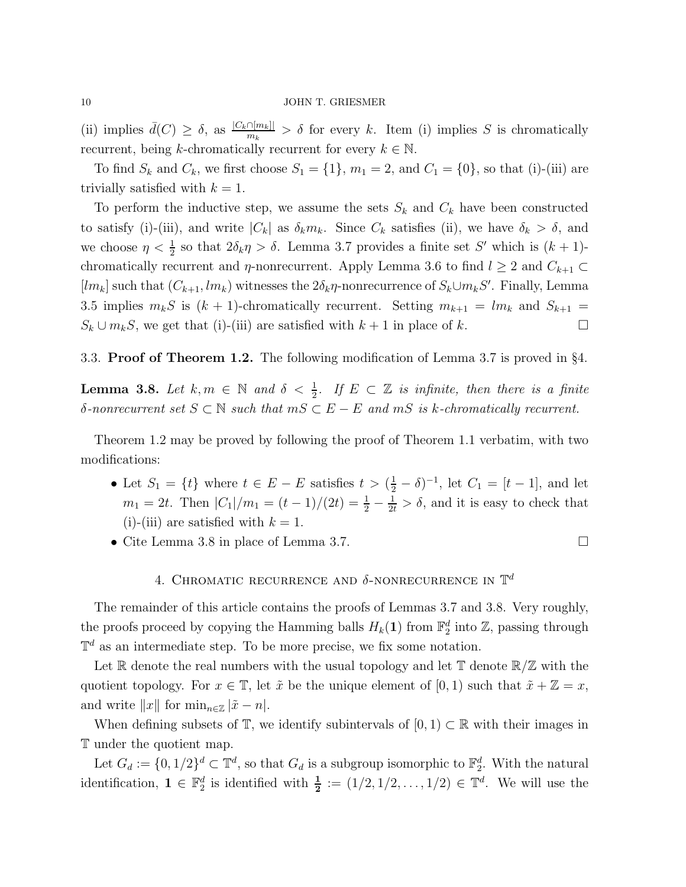(ii) implies $\bar{d}(C) \geq \delta$, as $\frac{|C_k \cap [m_k]|}{m_k} > \delta$ for every $k$. Item (i) implies $S$ is chromatically recurrent, being $k$-chromatically recurrent for every $k \in \mathbb{N}$.

To find $S_k$ and $C_k$, we first choose $S_1 = \{1\}$, $m_1 = 2$, and $C_1 = \{0\}$, so that (i)-(iii) are trivially satisfied with $k = 1$.

To perform the inductive step, we assume the sets $S_k$ and $C_k$ have been constructed to satisfy (i)-(iii), and write $|C_k|$ as $\delta_k m_k$. Since $C_k$ satisfies (ii), we have $\delta_k > \delta$, and we choose $\eta < \frac{1}{2}$ so that $2\delta_k\eta > \delta$. Lemma 3.7 provides a finite set $S'$ which is $(k+1)$-chromatically recurrent and $\eta$-nonrecurrent. Apply Lemma 3.6 to find $l \geq 2$ and $C_{k+1} \subset [lm_k]$ such that $(C_{k+1}, lm_k)$ witnesses the $2\delta_k\eta$-nonrecurrence of $S_k \cup m_k S'$. Finally, Lemma 3.5 implies $m_k S$ is $(k+1)$-chromatically recurrent. Setting $m_{k+1} = lm_k$ and $S_{k+1} = S_k \cup m_k S$, we get that (i)-(iii) are satisfied with $k+1$ in place of $k$. $\square$

### 3.3. Proof of Theorem 1.2.

The following modification of Lemma 3.7 is proved in §4.

**Lemma 3.8.** *Let $k, m \in \mathbb{N}$ and $\delta < \frac{1}{2}$. If $E \subset \mathbb{Z}$ is infinite, then there is a finite $\delta$-nonrecurrent set $S \subset \mathbb{N}$ such that $mS \subset E - E$ and $mS$ is $k$-chromatically recurrent.*

Theorem 1.2 may be proved by following the proof of Theorem 1.1 verbatim, with two modifications:

- Let $S_1 = \{t\}$ where $t \in E - E$ satisfies $t > (\frac{1}{2} - \delta)^{-1}$, let $C_1 = [t-1]$, and let $m_1 = 2t$. Then $|C_1|/m_1 = (t-1)/(2t) = \frac{1}{2} - \frac{1}{2t} > \delta$, and it is easy to check that (i)-(iii) are satisfied with $k = 1$.
- Cite Lemma 3.8 in place of Lemma 3.7. $\square$

## 4. Chromatic recurrence and $\delta$-nonrecurrence in $\mathbb{T}^d$

The remainder of this article contains the proofs of Lemmas 3.7 and 3.8. Very roughly, the proofs proceed by copying the Hamming balls $H_k(\mathbf{1})$ from $\mathbb{F}_2^d$ into $\mathbb{Z}$, passing through $\mathbb{T}^d$ as an intermediate step. To be more precise, we fix some notation.

Let $\mathbb{R}$ denote the real numbers with the usual topology and let $\mathbb{T}$ denote $\mathbb{R}/\mathbb{Z}$ with the quotient topology. For $x \in \mathbb{T}$, let $\tilde{x}$ be the unique element of $[0, 1)$ such that $\tilde{x} + \mathbb{Z} = x$, and write $\|x\|$ for $\min_{n \in \mathbb{Z}} |\tilde{x} - n|$.

When defining subsets of $\mathbb{T}$, we identify subintervals of $[0, 1) \subset \mathbb{R}$ with their images in $\mathbb{T}$ under the quotient map.

Let $G_d := \{0, 1/2\}^d \subset \mathbb{T}^d$, so that $G_d$ is a subgroup isomorphic to $\mathbb{F}_2^d$. With the natural identification, $\mathbf{1} \in \mathbb{F}_2^d$ is identified with $\boldsymbol{\frac{1}{2}} := (1/2, 1/2, \ldots, 1/2) \in \mathbb{T}^d$. We will use the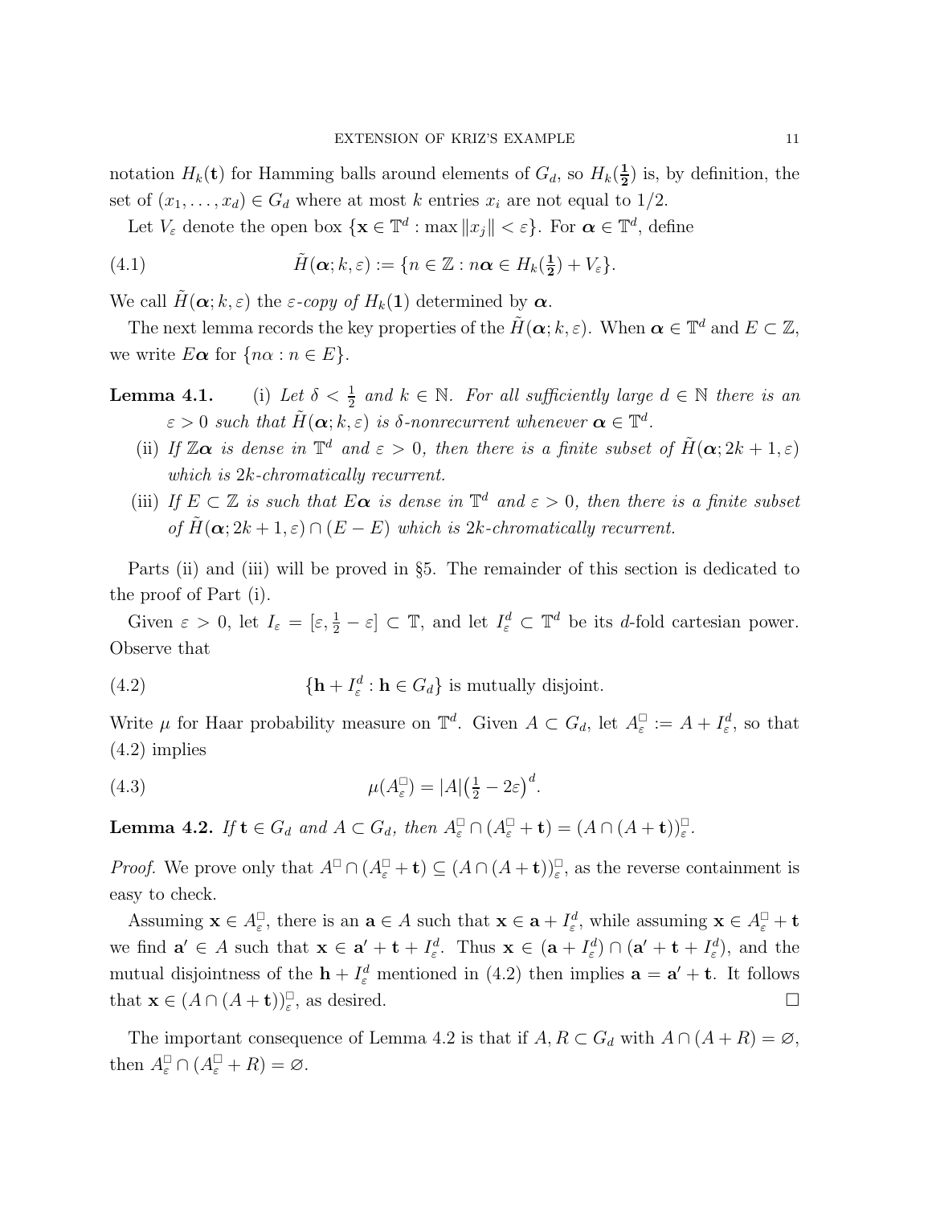notation $H_k(\mathbf{t})$ for Hamming balls around elements of $G_d$, so $H_k(\mathbf{\tfrac{1}{2}})$ is, by definition, the set of $(x_1, \dots, x_d) \in G_d$ where at most $k$ entries $x_i$ are not equal to $1/2$.

Let $V_\varepsilon$ denote the open box $\{\mathbf{x} \in \mathbb{T}^d : \max \|x_j\| < \varepsilon\}$. For $\boldsymbol{\alpha} \in \mathbb{T}^d$, define

$$\tilde{H}(\boldsymbol{\alpha}; k, \varepsilon) := \{n \in \mathbb{Z} : n\boldsymbol{\alpha} \in H_k(\mathbf{\tfrac{1}{2}}) + V_\varepsilon\}. \tag{4.1}$$

We call $\tilde{H}(\boldsymbol{\alpha}; k, \varepsilon)$ the *$\varepsilon$-copy of $H_k(\mathbf{1})$ determined by $\boldsymbol{\alpha}$*.

The next lemma records the key properties of the $\tilde{H}(\boldsymbol{\alpha}; k, \varepsilon)$. When $\boldsymbol{\alpha} \in \mathbb{T}^d$ and $E \subset \mathbb{Z}$, we write $E\boldsymbol{\alpha}$ for $\{n\alpha : n \in E\}$.

**Lemma 4.1.** (i) *Let $\delta < \frac{1}{2}$ and $k \in \mathbb{N}$. For all sufficiently large $d \in \mathbb{N}$ there is an $\varepsilon > 0$ such that $\tilde{H}(\boldsymbol{\alpha}; k, \varepsilon)$ is $\delta$-nonrecurrent whenever $\boldsymbol{\alpha} \in \mathbb{T}^d$.*

(ii) *If $\mathbb{Z}\boldsymbol{\alpha}$ is dense in $\mathbb{T}^d$ and $\varepsilon > 0$, then there is a finite subset of $\tilde{H}(\boldsymbol{\alpha}; 2k+1, \varepsilon)$ which is $2k$-chromatically recurrent.*

(iii) *If $E \subset \mathbb{Z}$ is such that $E\boldsymbol{\alpha}$ is dense in $\mathbb{T}^d$ and $\varepsilon > 0$, then there is a finite subset of $\tilde{H}(\boldsymbol{\alpha}; 2k+1, \varepsilon) \cap (E - E)$ which is $2k$-chromatically recurrent.*

Parts (ii) and (iii) will be proved in §5. The remainder of this section is dedicated to the proof of Part (i).

Given $\varepsilon > 0$, let $I_\varepsilon = [\varepsilon, \frac{1}{2} - \varepsilon] \subset \mathbb{T}$, and let $I_\varepsilon^d \subset \mathbb{T}^d$ be its $d$-fold cartesian power. Observe that

$$\{\mathbf{h} + I_\varepsilon^d : \mathbf{h} \in G_d\} \text{ is mutually disjoint.} \tag{4.2}$$

Write $\mu$ for Haar probability measure on $\mathbb{T}^d$. Given $A \subset G_d$, let $A_\varepsilon^\square := A + I_\varepsilon^d$, so that (4.2) implies

$$\mu(A_\varepsilon^\square) = |A|\big(\tfrac{1}{2} - 2\varepsilon\big)^d. \tag{4.3}$$

**Lemma 4.2.** *If $\mathbf{t} \in G_d$ and $A \subset G_d$, then $A_\varepsilon^\square \cap (A_\varepsilon^\square + \mathbf{t}) = (A \cap (A + \mathbf{t}))_\varepsilon^\square$.*

*Proof.* We prove only that $A^\square \cap (A_\varepsilon^\square + \mathbf{t}) \subseteq (A \cap (A + \mathbf{t}))_\varepsilon^\square$, as the reverse containment is easy to check.

Assuming $\mathbf{x} \in A_\varepsilon^\square$, there is an $\mathbf{a} \in A$ such that $\mathbf{x} \in \mathbf{a} + I_\varepsilon^d$, while assuming $\mathbf{x} \in A_\varepsilon^\square + \mathbf{t}$ we find $\mathbf{a}' \in A$ such that $\mathbf{x} \in \mathbf{a}' + \mathbf{t} + I_\varepsilon^d$. Thus $\mathbf{x} \in (\mathbf{a} + I_\varepsilon^d) \cap (\mathbf{a}' + \mathbf{t} + I_\varepsilon^d)$, and the mutual disjointness of the $\mathbf{h} + I_\varepsilon^d$ mentioned in (4.2) then implies $\mathbf{a} = \mathbf{a}' + \mathbf{t}$. It follows that $\mathbf{x} \in (A \cap (A + \mathbf{t}))_\varepsilon^\square$, as desired. $\square$

The important consequence of Lemma 4.2 is that if $A, R \subset G_d$ with $A \cap (A + R) = \varnothing$, then $A_\varepsilon^\square \cap (A_\varepsilon^\square + R) = \varnothing$.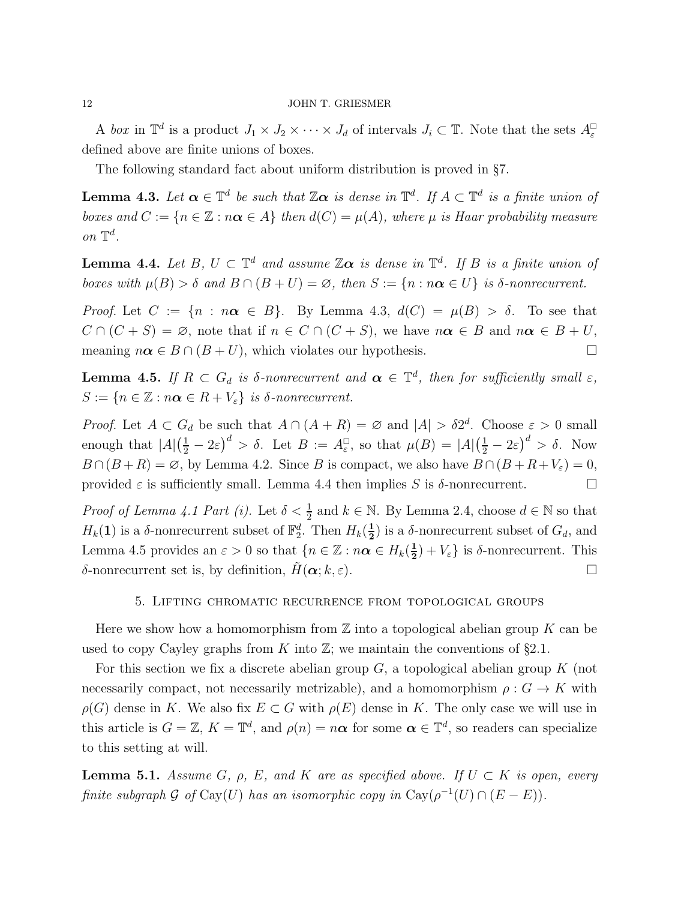A *box* in $\mathbb{T}^d$ is a product $J_1 \times J_2 \times \cdots \times J_d$ of intervals $J_i \subset \mathbb{T}$. Note that the sets $A_\varepsilon^\square$ defined above are finite unions of boxes.

The following standard fact about uniform distribution is proved in §7.

**Lemma 4.3.** *Let $\boldsymbol{\alpha} \in \mathbb{T}^d$ be such that $\mathbb{Z}\boldsymbol{\alpha}$ is dense in $\mathbb{T}^d$. If $A \subset \mathbb{T}^d$ is a finite union of boxes and $C := \{n \in \mathbb{Z} : n\boldsymbol{\alpha} \in A\}$ then $d(C) = \mu(A)$, where $\mu$ is Haar probability measure on $\mathbb{T}^d$.*

**Lemma 4.4.** *Let $B$, $U \subset \mathbb{T}^d$ and assume $\mathbb{Z}\boldsymbol{\alpha}$ is dense in $\mathbb{T}^d$. If $B$ is a finite union of boxes with $\mu(B) > \delta$ and $B \cap (B + U) = \varnothing$, then $S := \{n : n\boldsymbol{\alpha} \in U\}$ is $\delta$-nonrecurrent.*

*Proof.* Let $C := \{n : n\boldsymbol{\alpha} \in B\}$. By Lemma 4.3, $d(C) = \mu(B) > \delta$. To see that $C \cap (C + S) = \varnothing$, note that if $n \in C \cap (C + S)$, we have $n\boldsymbol{\alpha} \in B$ and $n\boldsymbol{\alpha} \in B + U$, meaning $n\boldsymbol{\alpha} \in B \cap (B + U)$, which violates our hypothesis. $\square$

**Lemma 4.5.** *If $R \subset G_d$ is $\delta$-nonrecurrent and $\boldsymbol{\alpha} \in \mathbb{T}^d$, then for sufficiently small $\varepsilon$, $S := \{n \in \mathbb{Z} : n\boldsymbol{\alpha} \in R + V_\varepsilon\}$ is $\delta$-nonrecurrent.*

*Proof.* Let $A \subset G_d$ be such that $A \cap (A + R) = \varnothing$ and $|A| > \delta 2^d$. Choose $\varepsilon > 0$ small enough that $|A|\big(\frac{1}{2} - 2\varepsilon\big)^d > \delta$. Let $B := A_\varepsilon^\square$, so that $\mu(B) = |A|\big(\frac{1}{2} - 2\varepsilon\big)^d > \delta$. Now $B \cap (B + R) = \varnothing$, by Lemma 4.2. Since $B$ is compact, we also have $B \cap (B + R + V_\varepsilon) = 0$, provided $\varepsilon$ is sufficiently small. Lemma 4.4 then implies $S$ is $\delta$-nonrecurrent. $\square$

*Proof of Lemma 4.1 Part (i).* Let $\delta < \frac{1}{2}$ and $k \in \mathbb{N}$. By Lemma 2.4, choose $d \in \mathbb{N}$ so that $H_k(\mathbf{1})$ is a $\delta$-nonrecurrent subset of $\mathbb{F}_2^d$. Then $H_k(\frac{\mathbf{1}}{\mathbf{2}})$ is a $\delta$-nonrecurrent subset of $G_d$, and Lemma 4.5 provides an $\varepsilon > 0$ so that $\{n \in \mathbb{Z} : n\boldsymbol{\alpha} \in H_k(\frac{\mathbf{1}}{\mathbf{2}}) + V_\varepsilon\}$ is $\delta$-nonrecurrent. This $\delta$-nonrecurrent set is, by definition, $\tilde{H}(\boldsymbol{\alpha}; k, \varepsilon)$. $\square$

## 5. Lifting chromatic recurrence from topological groups

Here we show how a homomorphism from $\mathbb{Z}$ into a topological abelian group $K$ can be used to copy Cayley graphs from $K$ into $\mathbb{Z}$; we maintain the conventions of §2.1.

For this section we fix a discrete abelian group $G$, a topological abelian group $K$ (not necessarily compact, not necessarily metrizable), and a homomorphism $\rho : G \to K$ with $\rho(G)$ dense in $K$. We also fix $E \subset G$ with $\rho(E)$ dense in $K$. The only case we will use in this article is $G = \mathbb{Z}$, $K = \mathbb{T}^d$, and $\rho(n) = n\boldsymbol{\alpha}$ for some $\boldsymbol{\alpha} \in \mathbb{T}^d$, so readers can specialize to this setting at will.

**Lemma 5.1.** *Assume $G$, $\rho$, $E$, and $K$ are as specified above. If $U \subset K$ is open, every finite subgraph $\mathcal{G}$ of $\mathrm{Cay}(U)$ has an isomorphic copy in $\mathrm{Cay}(\rho^{-1}(U) \cap (E - E))$.*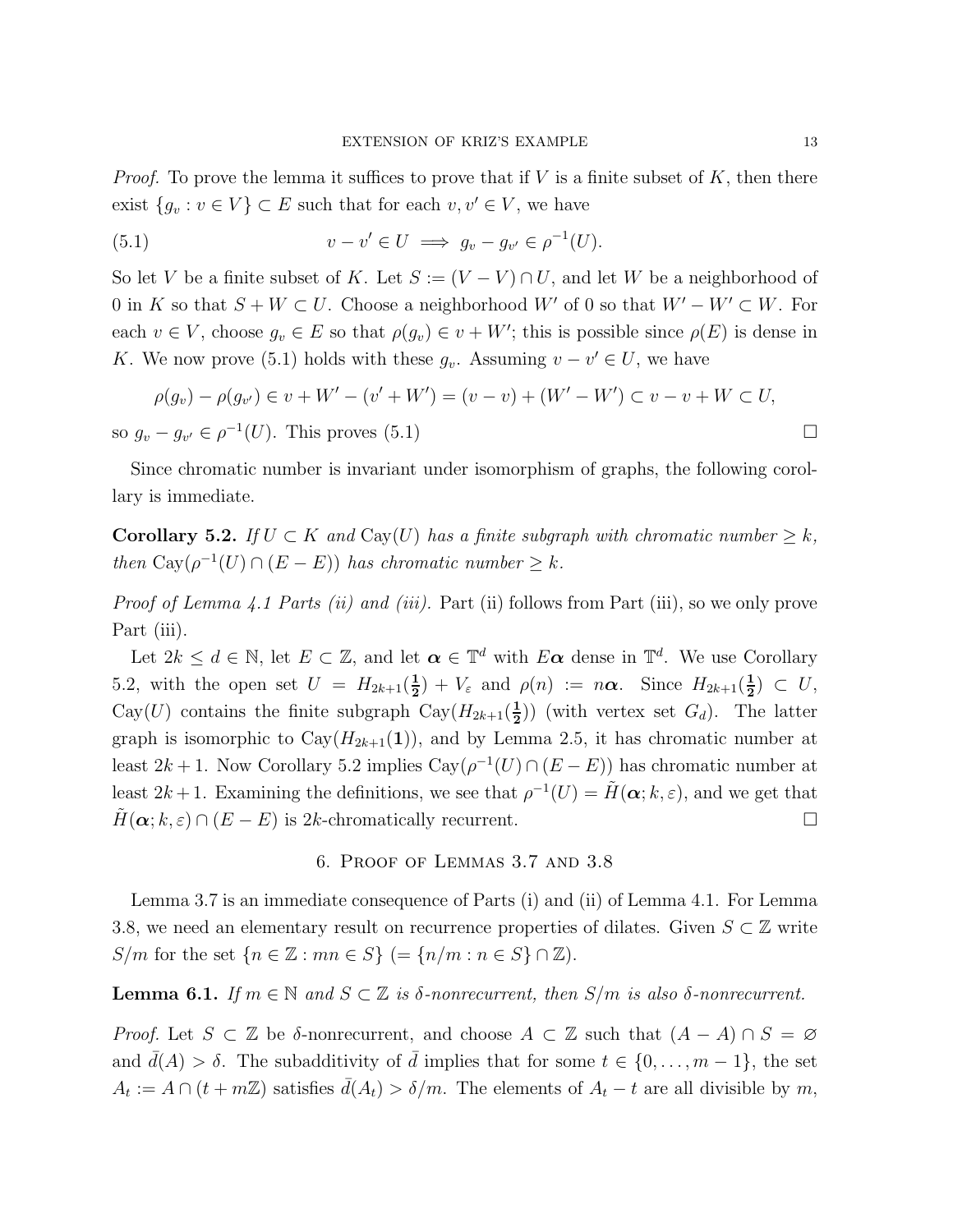*Proof.* To prove the lemma it suffices to prove that if $V$ is a finite subset of $K$, then there exist $\{g_v : v \in V\} \subset E$ such that for each $v, v' \in V$, we have

$$v - v' \in U \implies g_v - g_{v'} \in \rho^{-1}(U). \tag{5.1}$$

So let $V$ be a finite subset of $K$. Let $S := (V - V) \cap U$, and let $W$ be a neighborhood of 0 in $K$ so that $S + W \subset U$. Choose a neighborhood $W'$ of 0 so that $W' - W' \subset W$. For each $v \in V$, choose $g_v \in E$ so that $\rho(g_v) \in v + W'$; this is possible since $\rho(E)$ is dense in $K$. We now prove (5.1) holds with these $g_v$. Assuming $v - v' \in U$, we have

$$\rho(g_v) - \rho(g_{v'}) \in v + W' - (v' + W') = (v - v) + (W' - W') \subset v - v + W \subset U,$$

so $g_v - g_{v'} \in \rho^{-1}(U)$. This proves (5.1) □

Since chromatic number is invariant under isomorphism of graphs, the following corollary is immediate.

**Corollary 5.2.** *If $U \subset K$ and $\mathrm{Cay}(U)$ has a finite subgraph with chromatic number $\geq k$, then $\mathrm{Cay}(\rho^{-1}(U) \cap (E - E))$ has chromatic number $\geq k$.*

*Proof of Lemma 4.1 Parts (ii) and (iii).* Part (ii) follows from Part (iii), so we only prove Part (iii).

Let $2k \leq d \in \mathbb{N}$, let $E \subset \mathbb{Z}$, and let $\boldsymbol{\alpha} \in \mathbb{T}^d$ with $E\boldsymbol{\alpha}$ dense in $\mathbb{T}^d$. We use Corollary 5.2, with the open set $U = H_{2k+1}(\frac{\mathbf{1}}{\mathbf{2}}) + V_\varepsilon$ and $\rho(n) := n\boldsymbol{\alpha}$. Since $H_{2k+1}(\frac{\mathbf{1}}{\mathbf{2}}) \subset U$, $\mathrm{Cay}(U)$ contains the finite subgraph $\mathrm{Cay}(H_{2k+1}(\frac{\mathbf{1}}{\mathbf{2}}))$ (with vertex set $G_d$). The latter graph is isomorphic to $\mathrm{Cay}(H_{2k+1}(\mathbf{1}))$, and by Lemma 2.5, it has chromatic number at least $2k+1$. Now Corollary 5.2 implies $\mathrm{Cay}(\rho^{-1}(U) \cap (E - E))$ has chromatic number at least $2k+1$. Examining the definitions, we see that $\rho^{-1}(U) = \tilde{H}(\boldsymbol{\alpha}; k, \varepsilon)$, and we get that $\tilde{H}(\boldsymbol{\alpha}; k, \varepsilon) \cap (E - E)$ is $2k$-chromatically recurrent. □

## 6. Proof of Lemmas 3.7 and 3.8

Lemma 3.7 is an immediate consequence of Parts (i) and (ii) of Lemma 4.1. For Lemma 3.8, we need an elementary result on recurrence properties of dilates. Given $S \subset \mathbb{Z}$ write $S/m$ for the set $\{n \in \mathbb{Z} : mn \in S\}$ $(= \{n/m : n \in S\} \cap \mathbb{Z})$.

**Lemma 6.1.** *If $m \in \mathbb{N}$ and $S \subset \mathbb{Z}$ is $\delta$-nonrecurrent, then $S/m$ is also $\delta$-nonrecurrent.*

*Proof.* Let $S \subset \mathbb{Z}$ be $\delta$-nonrecurrent, and choose $A \subset \mathbb{Z}$ such that $(A - A) \cap S = \varnothing$ and $\bar{d}(A) > \delta$. The subadditivity of $\bar{d}$ implies that for some $t \in \{0, \ldots, m-1\}$, the set $A_t := A \cap (t + m\mathbb{Z})$ satisfies $\bar{d}(A_t) > \delta/m$. The elements of $A_t - t$ are all divisible by $m$,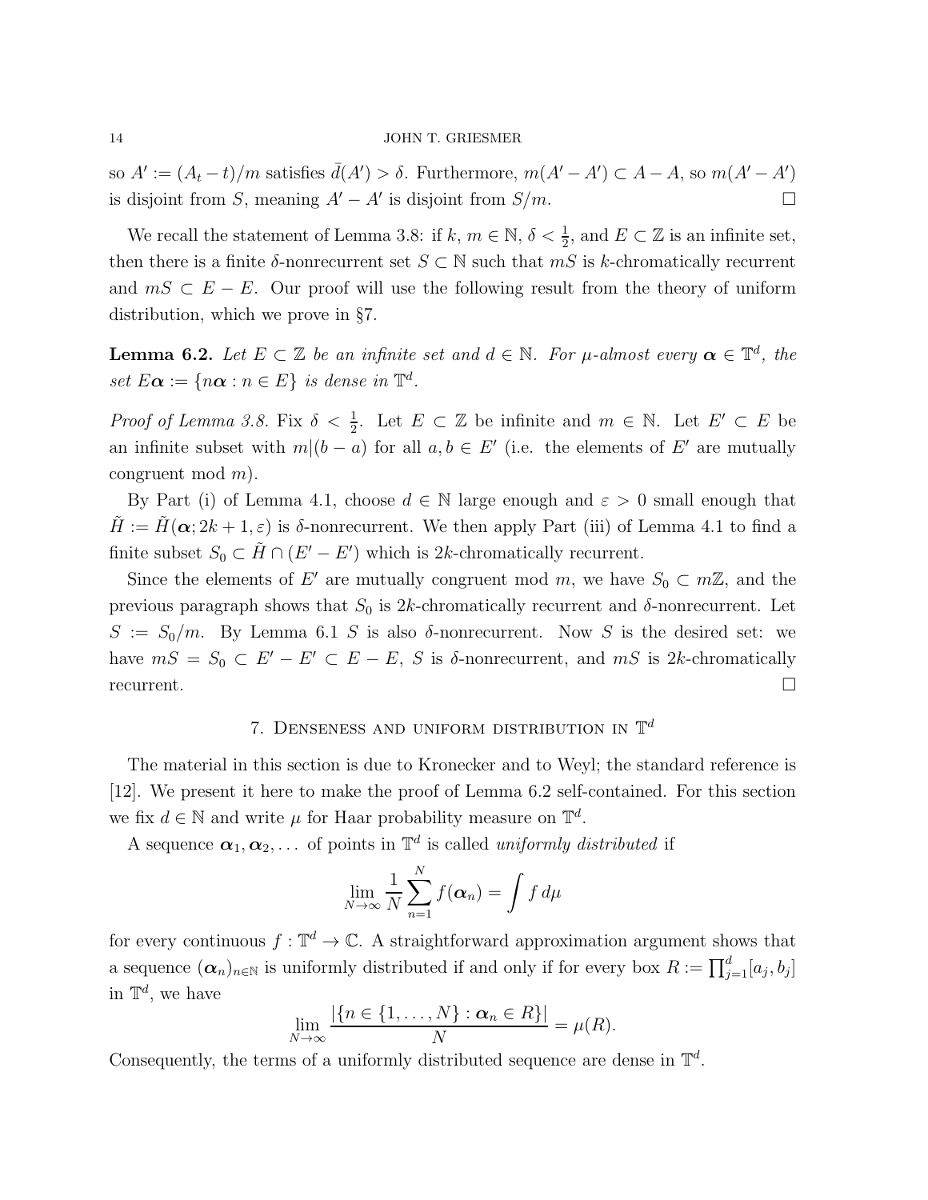so $A' := (A_t - t)/m$ satisfies $\bar{d}(A') > \delta$. Furthermore, $m(A' - A') \subset A - A$, so $m(A' - A')$ is disjoint from $S$, meaning $A' - A'$ is disjoint from $S/m$. □

We recall the statement of Lemma 3.8: if $k$, $m \in \mathbb{N}$, $\delta < \frac{1}{2}$, and $E \subset \mathbb{Z}$ is an infinite set, then there is a finite $\delta$-nonrecurrent set $S \subset \mathbb{N}$ such that $mS$ is $k$-chromatically recurrent and $mS \subset E - E$. Our proof will use the following result from the theory of uniform distribution, which we prove in §7.

**Lemma 6.2.** *Let $E \subset \mathbb{Z}$ be an infinite set and $d \in \mathbb{N}$. For $\mu$-almost every $\boldsymbol{\alpha} \in \mathbb{T}^d$, the set $E\boldsymbol{\alpha} := \{n\boldsymbol{\alpha} : n \in E\}$ is dense in $\mathbb{T}^d$.*

*Proof of Lemma 3.8.* Fix $\delta < \frac{1}{2}$. Let $E \subset \mathbb{Z}$ be infinite and $m \in \mathbb{N}$. Let $E' \subset E$ be an infinite subset with $m|(b - a)$ for all $a, b \in E'$ (i.e. the elements of $E'$ are mutually congruent mod $m$).

By Part (i) of Lemma 4.1, choose $d \in \mathbb{N}$ large enough and $\varepsilon > 0$ small enough that $\tilde{H} := \tilde{H}(\boldsymbol{\alpha}; 2k + 1, \varepsilon)$ is $\delta$-nonrecurrent. We then apply Part (iii) of Lemma 4.1 to find a finite subset $S_0 \subset \tilde{H} \cap (E' - E')$ which is $2k$-chromatically recurrent.

Since the elements of $E'$ are mutually congruent mod $m$, we have $S_0 \subset m\mathbb{Z}$, and the previous paragraph shows that $S_0$ is $2k$-chromatically recurrent and $\delta$-nonrecurrent. Let $S := S_0/m$. By Lemma 6.1 $S$ is also $\delta$-nonrecurrent. Now $S$ is the desired set: we have $mS = S_0 \subset E' - E' \subset E - E$, $S$ is $\delta$-nonrecurrent, and $mS$ is $2k$-chromatically recurrent. □

## 7. Denseness and uniform distribution in $\mathbb{T}^d$

The material in this section is due to Kronecker and to Weyl; the standard reference is [12]. We present it here to make the proof of Lemma 6.2 self-contained. For this section we fix $d \in \mathbb{N}$ and write $\mu$ for Haar probability measure on $\mathbb{T}^d$.

A sequence $\boldsymbol{\alpha}_1, \boldsymbol{\alpha}_2, \ldots$ of points in $\mathbb{T}^d$ is called *uniformly distributed* if

$$\lim_{N \to \infty} \frac{1}{N} \sum_{n=1}^{N} f(\boldsymbol{\alpha}_n) = \int f \, d\mu$$

for every continuous $f : \mathbb{T}^d \to \mathbb{C}$. A straightforward approximation argument shows that a sequence $(\boldsymbol{\alpha}_n)_{n \in \mathbb{N}}$ is uniformly distributed if and only if for every box $R := \prod_{j=1}^{d} [a_j, b_j]$ in $\mathbb{T}^d$, we have

$$\lim_{N \to \infty} \frac{|\{n \in \{1, \ldots, N\} : \boldsymbol{\alpha}_n \in R\}|}{N} = \mu(R).$$

Consequently, the terms of a uniformly distributed sequence are dense in $\mathbb{T}^d$.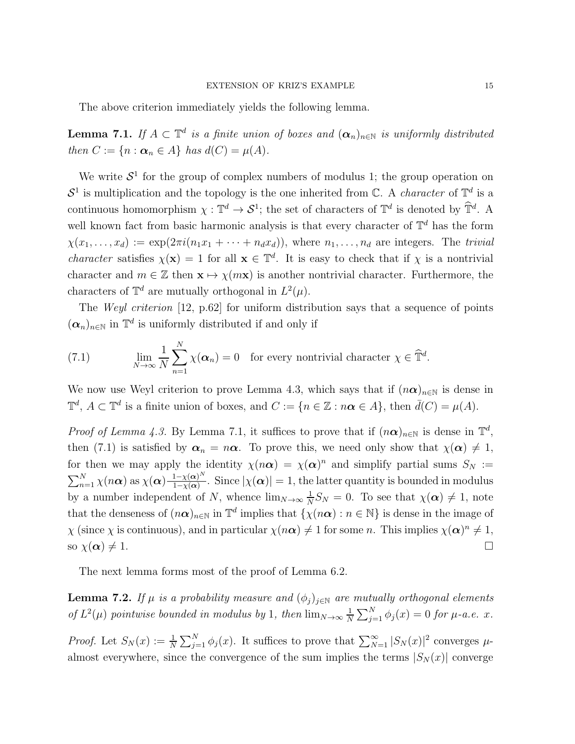The above criterion immediately yields the following lemma.

**Lemma 7.1.** *If $A \subset \mathbb{T}^d$ is a finite union of boxes and $(\boldsymbol{\alpha}_n)_{n\in\mathbb{N}}$ is uniformly distributed then $C := \{n : \boldsymbol{\alpha}_n \in A\}$ has $d(C) = \mu(A)$.*

We write $\mathcal{S}^1$ for the group of complex numbers of modulus 1; the group operation on $\mathcal{S}^1$ is multiplication and the topology is the one inherited from $\mathbb{C}$. A *character* of $\mathbb{T}^d$ is a continuous homomorphism $\chi : \mathbb{T}^d \to \mathcal{S}^1$; the set of characters of $\mathbb{T}^d$ is denoted by $\widehat{\mathbb{T}}^d$. A well known fact from basic harmonic analysis is that every character of $\mathbb{T}^d$ has the form $\chi(x_1, \dots, x_d) := \exp(2\pi i(n_1x_1 + \cdots + n_dx_d))$, where $n_1, \dots, n_d$ are integers. The *trivial character* satisfies $\chi(\mathbf{x}) = 1$ for all $\mathbf{x} \in \mathbb{T}^d$. It is easy to check that if $\chi$ is a nontrivial character and $m \in \mathbb{Z}$ then $\mathbf{x} \mapsto \chi(m\mathbf{x})$ is another nontrivial character. Furthermore, the characters of $\mathbb{T}^d$ are mutually orthogonal in $L^2(\mu)$.

The *Weyl criterion* [12, p.62] for uniform distribution says that a sequence of points $(\boldsymbol{\alpha}_n)_{n\in\mathbb{N}}$ in $\mathbb{T}^d$ is uniformly distributed if and only if

$$\lim_{N\to\infty} \frac{1}{N} \sum_{n=1}^{N} \chi(\boldsymbol{\alpha}_n) = 0 \quad \text{for every nontrivial character } \chi \in \widehat{\mathbb{T}}^d. \tag{7.1}$$

We now use Weyl criterion to prove Lemma 4.3, which says that if $(n\boldsymbol{\alpha})_{n\in\mathbb{N}}$ is dense in $\mathbb{T}^d$, $A \subset \mathbb{T}^d$ is a finite union of boxes, and $C := \{n \in \mathbb{Z} : n\boldsymbol{\alpha} \in A\}$, then $\bar{d}(C) = \mu(A)$.

*Proof of Lemma 4.3.* By Lemma 7.1, it suffices to prove that if $(n\boldsymbol{\alpha})_{n\in\mathbb{N}}$ is dense in $\mathbb{T}^d$, then (7.1) is satisfied by $\boldsymbol{\alpha}_n = n\boldsymbol{\alpha}$. To prove this, we need only show that $\chi(\boldsymbol{\alpha}) \neq 1$, for then we may apply the identity $\chi(n\boldsymbol{\alpha}) = \chi(\boldsymbol{\alpha})^n$ and simplify partial sums $S_N := \sum_{n=1}^{N} \chi(n\boldsymbol{\alpha})$ as $\chi(\boldsymbol{\alpha})\frac{1-\chi(\boldsymbol{\alpha})^N}{1-\chi(\boldsymbol{\alpha})}$. Since $|\chi(\boldsymbol{\alpha})| = 1$, the latter quantity is bounded in modulus by a number independent of $N$, whence $\lim_{N\to\infty} \frac{1}{N} S_N = 0$. To see that $\chi(\boldsymbol{\alpha}) \neq 1$, note that the denseness of $(n\boldsymbol{\alpha})_{n\in\mathbb{N}}$ in $\mathbb{T}^d$ implies that $\{\chi(n\boldsymbol{\alpha}) : n \in \mathbb{N}\}$ is dense in the image of $\chi$ (since $\chi$ is continuous), and in particular $\chi(n\boldsymbol{\alpha}) \neq 1$ for some $n$. This implies $\chi(\boldsymbol{\alpha})^n \neq 1$, so $\chi(\boldsymbol{\alpha}) \neq 1$. $\square$

The next lemma forms most of the proof of Lemma 6.2.

**Lemma 7.2.** *If $\mu$ is a probability measure and $(\phi_j)_{j\in\mathbb{N}}$ are mutually orthogonal elements of $L^2(\mu)$ pointwise bounded in modulus by 1, then $\lim_{N\to\infty} \frac{1}{N} \sum_{j=1}^{N} \phi_j(x) = 0$ for $\mu$-a.e. $x$.*

*Proof.* Let $S_N(x) := \frac{1}{N} \sum_{j=1}^{N} \phi_j(x)$. It suffices to prove that $\sum_{N=1}^{\infty} |S_N(x)|^2$ converges $\mu$-almost everywhere, since the convergence of the sum implies the terms $|S_N(x)|$ converge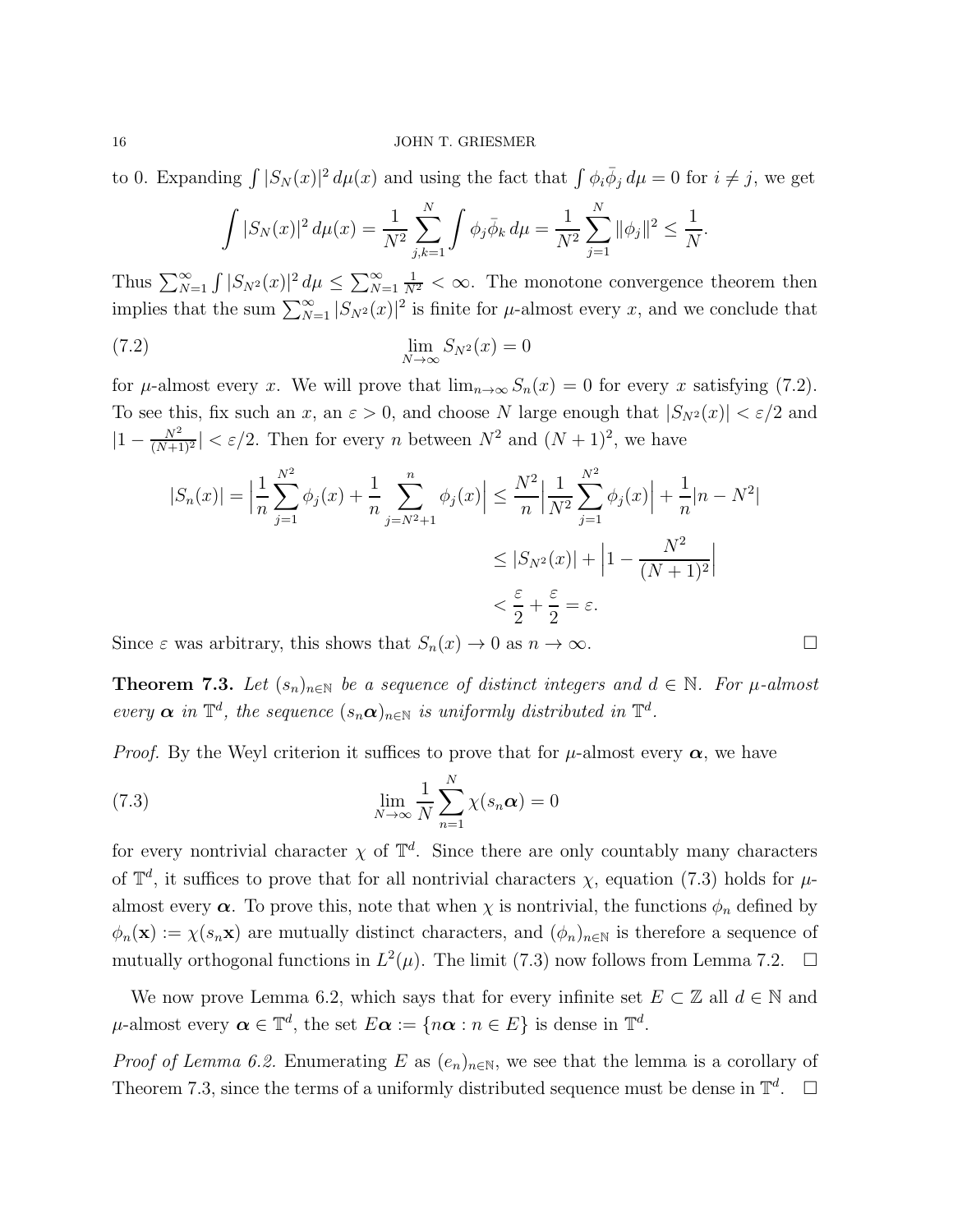to 0. Expanding $\int |S_N(x)|^2\,d\mu(x)$ and using the fact that $\int \phi_i \bar{\phi}_j\,d\mu = 0$ for $i \neq j$, we get

$$\int |S_N(x)|^2\,d\mu(x) = \frac{1}{N^2}\sum_{j,k=1}^{N}\int \phi_j\bar{\phi}_k\,d\mu = \frac{1}{N^2}\sum_{j=1}^{N}\|\phi_j\|^2 \leq \frac{1}{N}.$$

Thus $\sum_{N=1}^{\infty}\int |S_{N^2}(x)|^2\,d\mu \leq \sum_{N=1}^{\infty}\frac{1}{N^2} < \infty$. The monotone convergence theorem then implies that the sum $\sum_{N=1}^{\infty}|S_{N^2}(x)|^2$ is finite for $\mu$-almost every $x$, and we conclude that

$$\lim_{N\to\infty} S_{N^2}(x) = 0 \tag{7.2}$$

for $\mu$-almost every $x$. We will prove that $\lim_{n\to\infty} S_n(x) = 0$ for every $x$ satisfying (7.2). To see this, fix such an $x$, an $\varepsilon > 0$, and choose $N$ large enough that $|S_{N^2}(x)| < \varepsilon/2$ and $|1 - \frac{N^2}{(N+1)^2}| < \varepsilon/2$. Then for every $n$ between $N^2$ and $(N+1)^2$, we have

$$\begin{aligned}
|S_n(x)| = \Big|\frac{1}{n}\sum_{j=1}^{N^2}\phi_j(x) + \frac{1}{n}\sum_{j=N^2+1}^{n}\phi_j(x)\Big| &\leq \frac{N^2}{n}\Big|\frac{1}{N^2}\sum_{j=1}^{N^2}\phi_j(x)\Big| + \frac{1}{n}|n - N^2| \\
&\leq |S_{N^2}(x)| + \Big|1 - \frac{N^2}{(N+1)^2}\Big| \\
&< \frac{\varepsilon}{2} + \frac{\varepsilon}{2} = \varepsilon.
\end{aligned}$$

Since $\varepsilon$ was arbitrary, this shows that $S_n(x) \to 0$ as $n \to \infty$. □

**Theorem 7.3.** *Let $(s_n)_{n\in\mathbb{N}}$ be a sequence of distinct integers and $d \in \mathbb{N}$. For $\mu$-almost every $\boldsymbol{\alpha}$ in $\mathbb{T}^d$, the sequence $(s_n\boldsymbol{\alpha})_{n\in\mathbb{N}}$ is uniformly distributed in $\mathbb{T}^d$.*

*Proof.* By the Weyl criterion it suffices to prove that for $\mu$-almost every $\boldsymbol{\alpha}$, we have

$$\lim_{N\to\infty}\frac{1}{N}\sum_{n=1}^{N}\chi(s_n\boldsymbol{\alpha}) = 0 \tag{7.3}$$

for every nontrivial character $\chi$ of $\mathbb{T}^d$. Since there are only countably many characters of $\mathbb{T}^d$, it suffices to prove that for all nontrivial characters $\chi$, equation (7.3) holds for $\mu$-almost every $\boldsymbol{\alpha}$. To prove this, note that when $\chi$ is nontrivial, the functions $\phi_n$ defined by $\phi_n(\mathbf{x}) := \chi(s_n\mathbf{x})$ are mutually distinct characters, and $(\phi_n)_{n\in\mathbb{N}}$ is therefore a sequence of mutually orthogonal functions in $L^2(\mu)$. The limit (7.3) now follows from Lemma 7.2. □

We now prove Lemma 6.2, which says that for every infinite set $E \subset \mathbb{Z}$ all $d \in \mathbb{N}$ and $\mu$-almost every $\boldsymbol{\alpha} \in \mathbb{T}^d$, the set $E\boldsymbol{\alpha} := \{n\boldsymbol{\alpha} : n \in E\}$ is dense in $\mathbb{T}^d$.

*Proof of Lemma 6.2.* Enumerating $E$ as $(e_n)_{n\in\mathbb{N}}$, we see that the lemma is a corollary of Theorem 7.3, since the terms of a uniformly distributed sequence must be dense in $\mathbb{T}^d$. □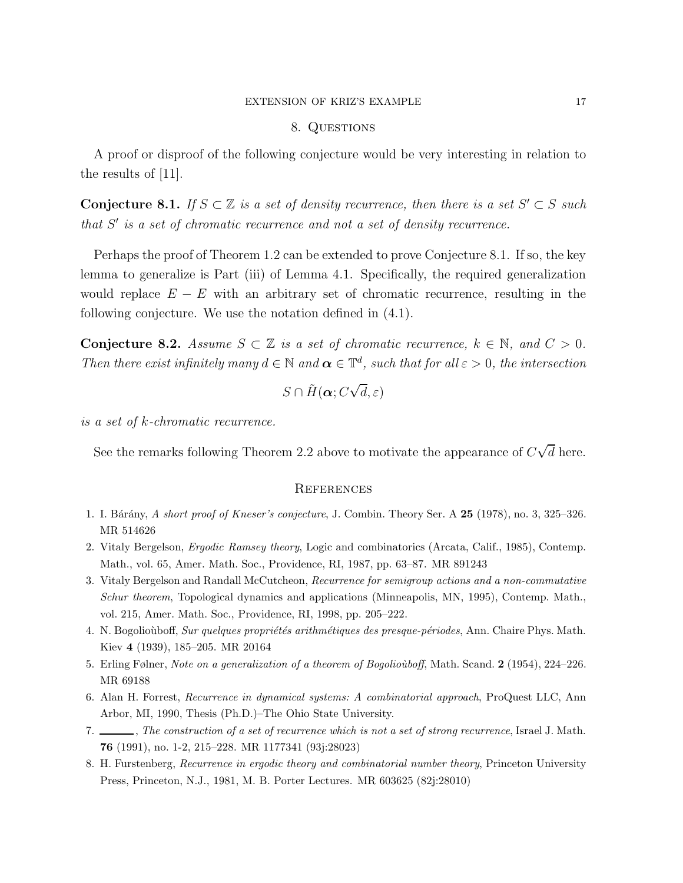## 8. Questions

A proof or disproof of the following conjecture would be very interesting in relation to the results of [11].

**Conjecture 8.1.** *If $S \subset \mathbb{Z}$ is a set of density recurrence, then there is a set $S' \subset S$ such that $S'$ is a set of chromatic recurrence and not a set of density recurrence.*

Perhaps the proof of Theorem 1.2 can be extended to prove Conjecture 8.1. If so, the key lemma to generalize is Part (iii) of Lemma 4.1. Specifically, the required generalization would replace $E - E$ with an arbitrary set of chromatic recurrence, resulting in the following conjecture. We use the notation defined in (4.1).

**Conjecture 8.2.** *Assume $S \subset \mathbb{Z}$ is a set of chromatic recurrence, $k \in \mathbb{N}$, and $C > 0$. Then there exist infinitely many $d \in \mathbb{N}$ and $\boldsymbol{\alpha} \in \mathbb{T}^d$, such that for all $\varepsilon > 0$, the intersection*

$$S \cap \tilde{H}(\boldsymbol{\alpha}; C\sqrt{d}, \varepsilon)$$

*is a set of $k$-chromatic recurrence.*

See the remarks following Theorem 2.2 above to motivate the appearance of $C\sqrt{d}$ here.

## References

1. I. Bárány, *A short proof of Kneser's conjecture*, J. Combin. Theory Ser. A **25** (1978), no. 3, 325–326. MR 514626
2. Vitaly Bergelson, *Ergodic Ramsey theory*, Logic and combinatorics (Arcata, Calif., 1985), Contemp. Math., vol. 65, Amer. Math. Soc., Providence, RI, 1987, pp. 63–87. MR 891243
3. Vitaly Bergelson and Randall McCutcheon, *Recurrence for semigroup actions and a non-commutative Schur theorem*, Topological dynamics and applications (Minneapolis, MN, 1995), Contemp. Math., vol. 215, Amer. Math. Soc., Providence, RI, 1998, pp. 205–222.
4. N. Bogolioùboff, *Sur quelques propriétés arithmétiques des presque-périodes*, Ann. Chaire Phys. Math. Kiev **4** (1939), 185–205. MR 20164
5. Erling Følner, *Note on a generalization of a theorem of Bogolioùboff*, Math. Scand. **2** (1954), 224–226. MR 69188
6. Alan H. Forrest, *Recurrence in dynamical systems: A combinatorial approach*, ProQuest LLC, Ann Arbor, MI, 1990, Thesis (Ph.D.)–The Ohio State University.
7. ———, *The construction of a set of recurrence which is not a set of strong recurrence*, Israel J. Math. **76** (1991), no. 1-2, 215–228. MR 1177341 (93j:28023)
8. H. Furstenberg, *Recurrence in ergodic theory and combinatorial number theory*, Princeton University Press, Princeton, N.J., 1981, M. B. Porter Lectures. MR 603625 (82j:28010)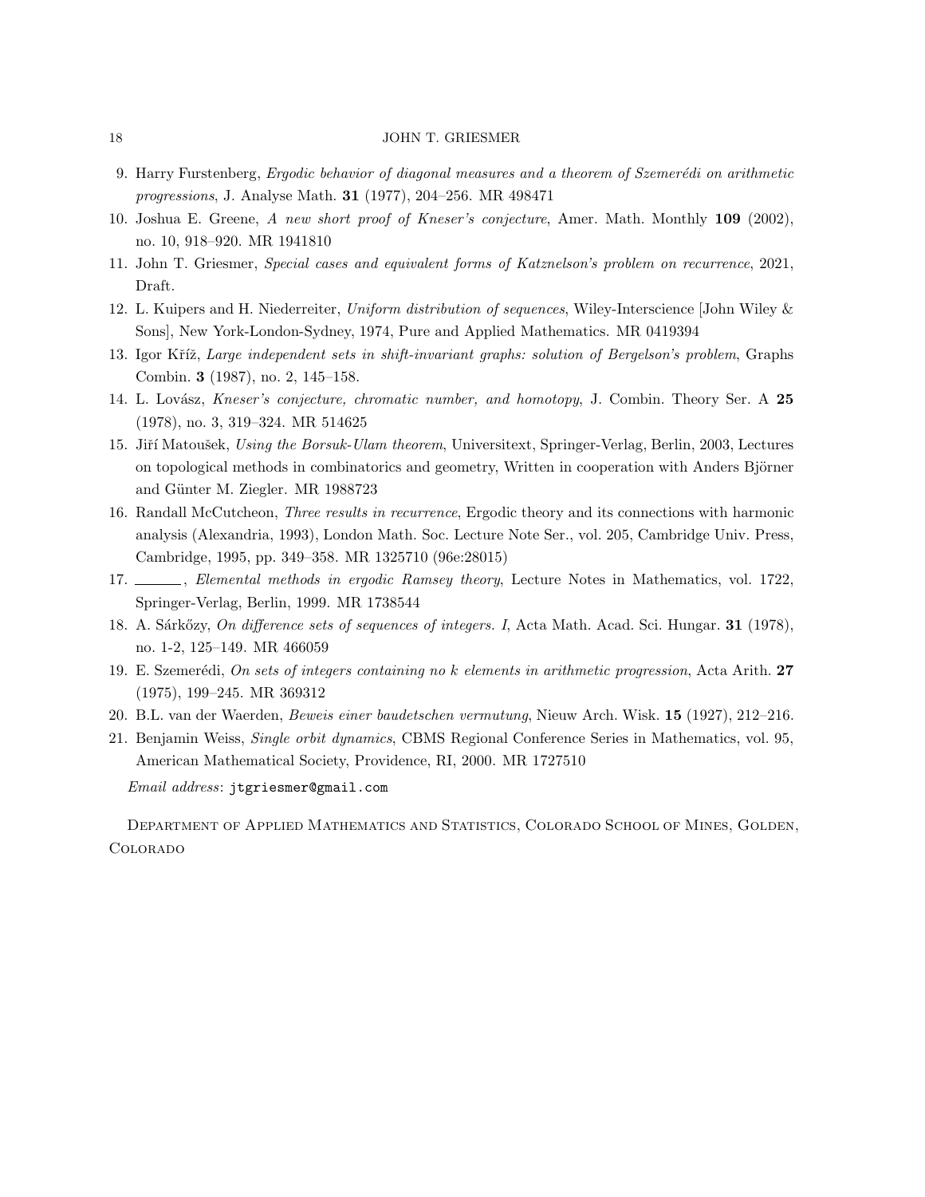9. Harry Furstenberg, *Ergodic behavior of diagonal measures and a theorem of Szemerédi on arithmetic progressions*, J. Analyse Math. **31** (1977), 204–256. MR 498471
10. Joshua E. Greene, *A new short proof of Kneser's conjecture*, Amer. Math. Monthly **109** (2002), no. 10, 918–920. MR 1941810
11. John T. Griesmer, *Special cases and equivalent forms of Katznelson's problem on recurrence*, 2021, Draft.
12. L. Kuipers and H. Niederreiter, *Uniform distribution of sequences*, Wiley-Interscience [John Wiley & Sons], New York-London-Sydney, 1974, Pure and Applied Mathematics. MR 0419394
13. Igor Kříž, *Large independent sets in shift-invariant graphs: solution of Bergelson's problem*, Graphs Combin. **3** (1987), no. 2, 145–158.
14. L. Lovász, *Kneser's conjecture, chromatic number, and homotopy*, J. Combin. Theory Ser. A **25** (1978), no. 3, 319–324. MR 514625
15. Jiří Matoušek, *Using the Borsuk-Ulam theorem*, Universitext, Springer-Verlag, Berlin, 2003, Lectures on topological methods in combinatorics and geometry, Written in cooperation with Anders Björner and Günter M. Ziegler. MR 1988723
16. Randall McCutcheon, *Three results in recurrence*, Ergodic theory and its connections with harmonic analysis (Alexandria, 1993), London Math. Soc. Lecture Note Ser., vol. 205, Cambridge Univ. Press, Cambridge, 1995, pp. 349–358. MR 1325710 (96e:28015)
17. ______, *Elemental methods in ergodic Ramsey theory*, Lecture Notes in Mathematics, vol. 1722, Springer-Verlag, Berlin, 1999. MR 1738544
18. A. Sárkőzy, *On difference sets of sequences of integers. I*, Acta Math. Acad. Sci. Hungar. **31** (1978), no. 1-2, 125–149. MR 466059
19. E. Szemerédi, *On sets of integers containing no k elements in arithmetic progression*, Acta Arith. **27** (1975), 199–245. MR 369312
20. B.L. van der Waerden, *Beweis einer baudetschen vermutung*, Nieuw Arch. Wisk. **15** (1927), 212–216.
21. Benjamin Weiss, *Single orbit dynamics*, CBMS Regional Conference Series in Mathematics, vol. 95, American Mathematical Society, Providence, RI, 2000. MR 1727510

*Email address*: `jtgriesmer@gmail.com`

Department of Applied Mathematics and Statistics, Colorado School of Mines, Golden, Colorado